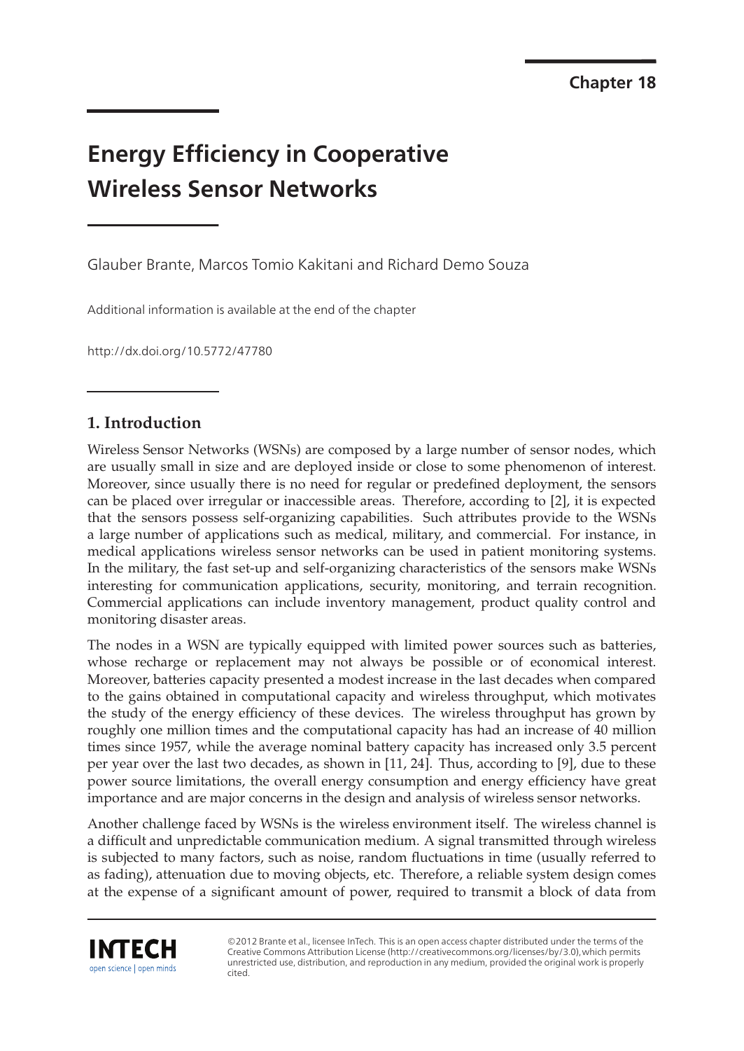Chapter 18

# Energy Efficiency in Cooperative Wireless Sensor Networks

Glauber Brante, Marcos Tomio Kakitani and Richard Demo Souza

Additional information is available at the end of the chapter

http://dx.doi.org/10.5772/47780

## 1. Introduction

Wireless Sensor Networks (WSNs) are composed by a large number of sensor nodes, which are usually small in size and are deployed inside or close to some phenomenon of interest. Moreover, since usually there is no need for regular or predefined deployment, the sensors can be placed over irregular or inaccessible areas. Therefore, according to [2], it is expected that the sensors possess self-organizing capabilities. Such attributes provide to the WSNs a large number of applications such as medical, military, and commercial. For instance, in medical applications wireless sensor networks can be used in patient monitoring systems. In the military, the fast set-up and self-organizing characteristics of the sensors make WSNs interesting for communication applications, security, monitoring, and terrain recognition. Commercial applications can include inventory management, product quality control and monitoring disaster areas.

The nodes in a WSN are typically equipped with limited power sources such as batteries, whose recharge or replacement may not always be possible or of economical interest. Moreover, batteries capacity presented a modest increase in the last decades when compared to the gains obtained in computational capacity and wireless throughput, which motivates the study of the energy efficiency of these devices. The wireless throughput has grown by roughly one million times and the computational capacity has had an increase of 40 million times since 1957, while the average nominal battery capacity has increased only 3.5 percent per year over the last two decades, as shown in [11, 24]. Thus, according to [9], due to these power source limitations, the overall energy consumption and energy efficiency have great importance and are major concerns in the design and analysis of wireless sensor networks.

Another challenge faced by WSNs is the wireless environment itself. The wireless channel is a difficult and unpredictable communication medium. A signal transmitted through wireless is subjected to many factors, such as noise, random fluctuations in time (usually referred to as fading), attenuation due to moving objects, etc. Therefore, a reliable system design comes at the expense of a significant amount of power, required to transmit a block of data from

©2012 Brante et al., licensee InTech. This is an open access chapter distributed under the terms of the Creative Commons Attribution License (http://creativecommons.org/licenses/by/3.0),which permits unrestricted use, distribution, and reproduction in any medium, provided the original work is properly cited.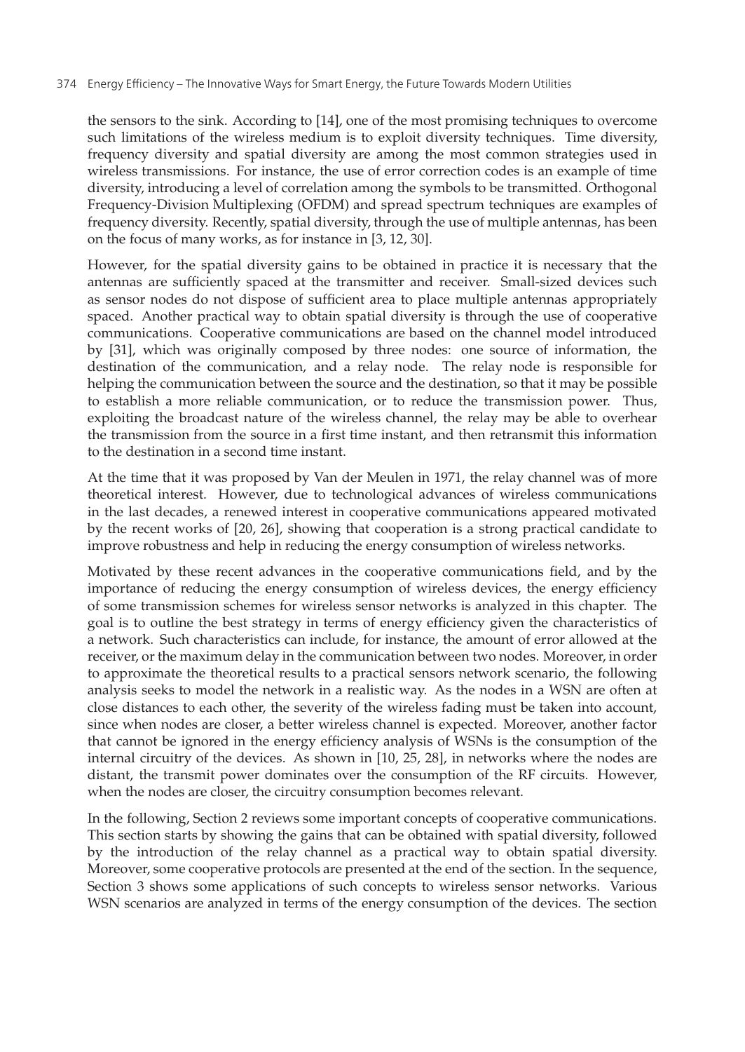the sensors to the sink. According to [14], one of the most promising techniques to overcome such limitations of the wireless medium is to exploit diversity techniques. Time diversity, frequency diversity and spatial diversity are among the most common strategies used in wireless transmissions. For instance, the use of error correction codes is an example of time diversity, introducing a level of correlation among the symbols to be transmitted. Orthogonal Frequency-Division Multiplexing (OFDM) and spread spectrum techniques are examples of frequency diversity. Recently, spatial diversity, through the use of multiple antennas, has been on the focus of many works, as for instance in [3, 12, 30].

However, for the spatial diversity gains to be obtained in practice it is necessary that the antennas are sufficiently spaced at the transmitter and receiver. Small-sized devices such as sensor nodes do not dispose of sufficient area to place multiple antennas appropriately spaced. Another practical way to obtain spatial diversity is through the use of cooperative communications. Cooperative communications are based on the channel model introduced by [31], which was originally composed by three nodes: one source of information, the destination of the communication, and a relay node. The relay node is responsible for helping the communication between the source and the destination, so that it may be possible to establish a more reliable communication, or to reduce the transmission power. Thus, exploiting the broadcast nature of the wireless channel, the relay may be able to overhear the transmission from the source in a first time instant, and then retransmit this information to the destination in a second time instant.

At the time that it was proposed by Van der Meulen in 1971, the relay channel was of more theoretical interest. However, due to technological advances of wireless communications in the last decades, a renewed interest in cooperative communications appeared motivated by the recent works of [20, 26], showing that cooperation is a strong practical candidate to improve robustness and help in reducing the energy consumption of wireless networks.

Motivated by these recent advances in the cooperative communications field, and by the importance of reducing the energy consumption of wireless devices, the energy efficiency of some transmission schemes for wireless sensor networks is analyzed in this chapter. The goal is to outline the best strategy in terms of energy efficiency given the characteristics of a network. Such characteristics can include, for instance, the amount of error allowed at the receiver, or the maximum delay in the communication between two nodes. Moreover, in order to approximate the theoretical results to a practical sensors network scenario, the following analysis seeks to model the network in a realistic way. As the nodes in a WSN are often at close distances to each other, the severity of the wireless fading must be taken into account, since when nodes are closer, a better wireless channel is expected. Moreover, another factor that cannot be ignored in the energy efficiency analysis of WSNs is the consumption of the internal circuitry of the devices. As shown in [10, 25, 28], in networks where the nodes are distant, the transmit power dominates over the consumption of the RF circuits. However, when the nodes are closer, the circuitry consumption becomes relevant.

In the following, Section 2 reviews some important concepts of cooperative communications. This section starts by showing the gains that can be obtained with spatial diversity, followed by the introduction of the relay channel as a practical way to obtain spatial diversity. Moreover, some cooperative protocols are presented at the end of the section. In the sequence, Section 3 shows some applications of such concepts to wireless sensor networks. Various WSN scenarios are analyzed in terms of the energy consumption of the devices. The section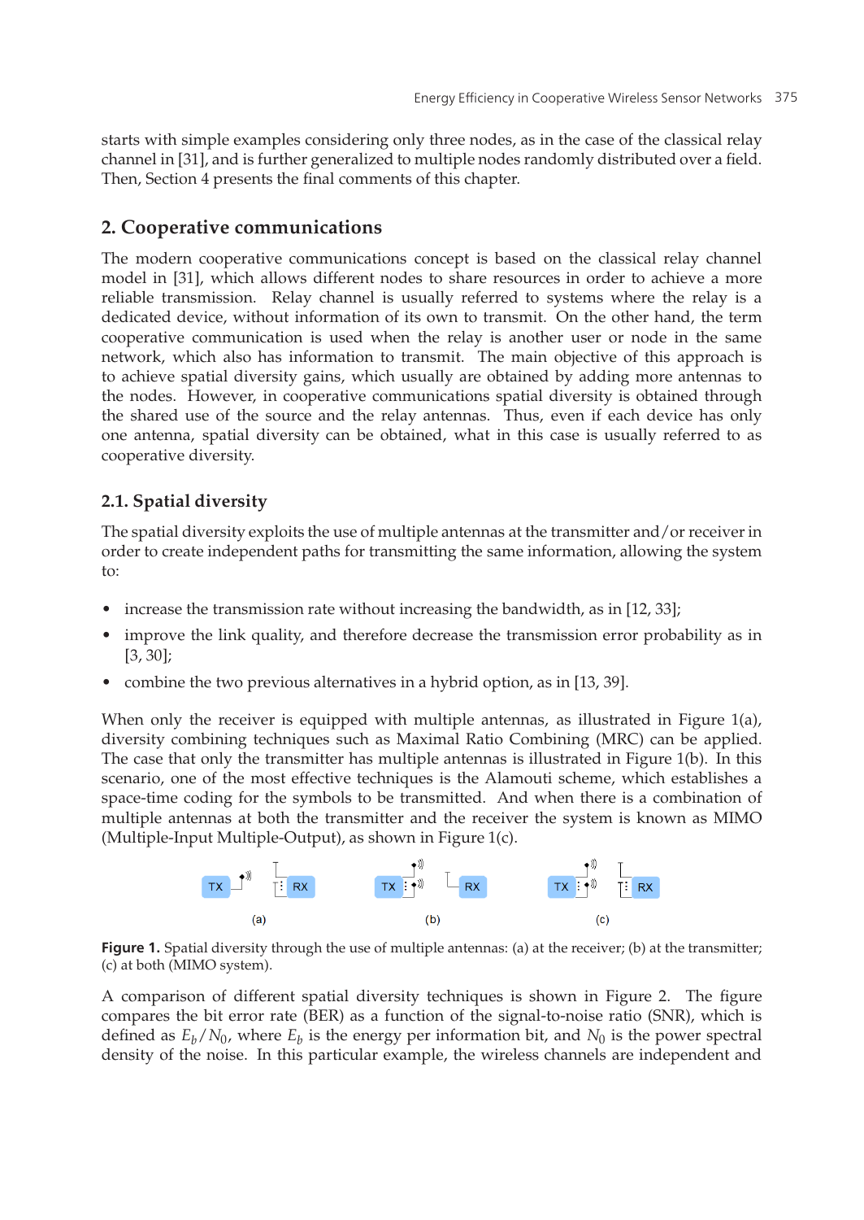starts with simple examples considering only three nodes, as in the case of the classical relay channel in [31], and is further generalized to multiple nodes randomly distributed over a field. Then, Section 4 presents the final comments of this chapter.

## 2. Cooperative communications

The modern cooperative communications concept is based on the classical relay channel model in [31], which allows different nodes to share resources in order to achieve a more reliable transmission. Relay channel is usually referred to systems where the relay is a dedicated device, without information of its own to transmit. On the other hand, the term cooperative communication is used when the relay is another user or node in the same network, which also has information to transmit. The main objective of this approach is to achieve spatial diversity gains, which usually are obtained by adding more antennas to the nodes. However, in cooperative communications spatial diversity is obtained through the shared use of the source and the relay antennas. Thus, even if each device has only one antenna, spatial diversity can be obtained, what in this case is usually referred to as cooperative diversity.

### 2.1. Spatial diversity

The spatial diversity exploits the use of multiple antennas at the transmitter and/or receiver in order to create independent paths for transmitting the same information, allowing the system to:

- increase the transmission rate without increasing the bandwidth, as in [12, 33];
- improve the link quality, and therefore decrease the transmission error probability as in [3, 30];
- combine the two previous alternatives in a hybrid option, as in [13, 39].

When only the receiver is equipped with multiple antennas, as illustrated in Figure 1(a), diversity combining techniques such as Maximal Ratio Combining (MRC) can be applied. The case that only the transmitter has multiple antennas is illustrated in Figure 1(b). In this scenario, one of the most effective techniques is the Alamouti scheme, which establishes a space-time coding for the symbols to be transmitted. And when there is a combination of multiple antennas at both the transmitter and the receiver the system is known as MIMO (Multiple-Input Multiple-Output), as shown in Figure 1(c).

**Figure 1.** Spatial diversity through the use of multiple antennas: (a) at the receiver; (b) at the transmitter; (c) at both (MIMO system).

A comparison of different spatial diversity techniques is shown in Figure 2. The figure compares the bit error rate (BER) as a function of the signal-to-noise ratio (SNR), which is defined as $E_b/N_0$, where $E_b$ is the energy per information bit, and $N_0$ is the power spectral density of the noise. In this particular example, the wireless channels are independent and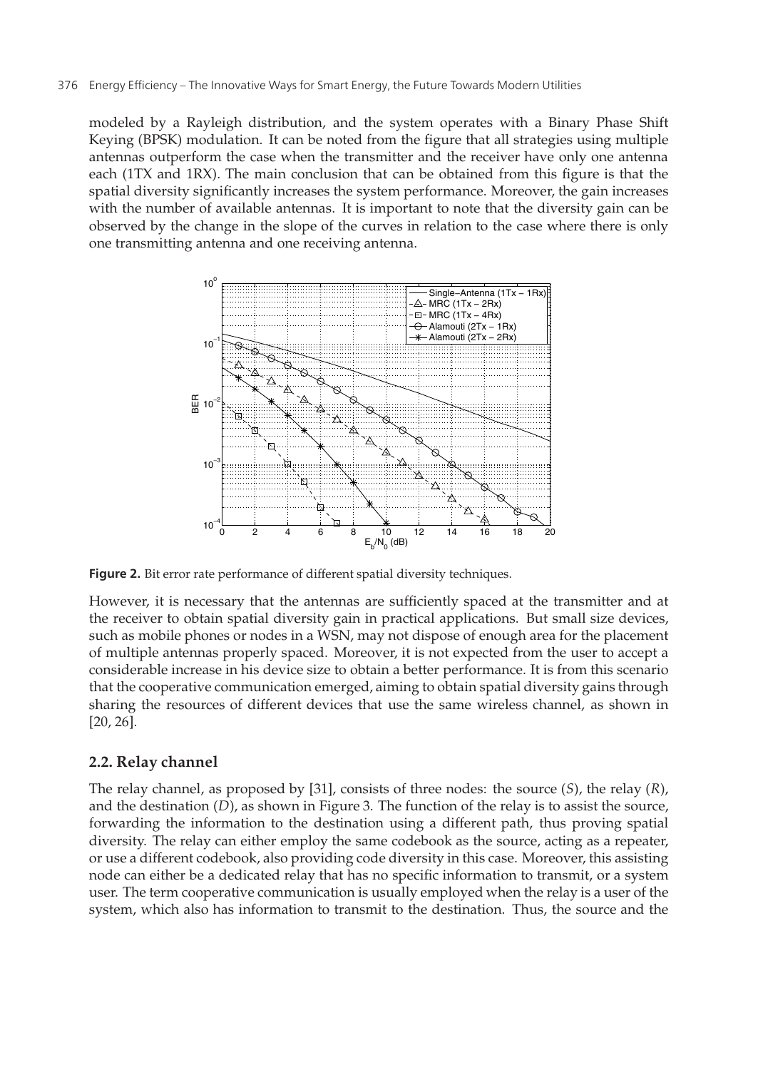modeled by a Rayleigh distribution, and the system operates with a Binary Phase Shift Keying (BPSK) modulation. It can be noted from the figure that all strategies using multiple antennas outperform the case when the transmitter and the receiver have only one antenna each (1TX and 1RX). The main conclusion that can be obtained from this figure is that the spatial diversity significantly increases the system performance. Moreover, the gain increases with the number of available antennas. It is important to note that the diversity gain can be observed by the change in the slope of the curves in relation to the case where there is only one transmitting antenna and one receiving antenna.

BER

$10^{0}$
$10^{-1}$
$10^{-2}$
$10^{-3}$
$10^{-4}$

0 2 4 6 8 10 12 14 16 18 20

$E_b/N_0$ (dB)

Single−Antenna (1Tx − 1Rx)
MRC (1Tx − 2Rx)
MRC (1Tx − 4Rx)
Alamouti (2Tx − 1Rx)
Alamouti (2Tx − 2Rx)

**Figure 2.** Bit error rate performance of different spatial diversity techniques.

However, it is necessary that the antennas are sufficiently spaced at the transmitter and at the receiver to obtain spatial diversity gain in practical applications. But small size devices, such as mobile phones or nodes in a WSN, may not dispose of enough area for the placement of multiple antennas properly spaced. Moreover, it is not expected from the user to accept a considerable increase in his device size to obtain a better performance. It is from this scenario that the cooperative communication emerged, aiming to obtain spatial diversity gains through sharing the resources of different devices that use the same wireless channel, as shown in [20, 26].

## 2.2. Relay channel

The relay channel, as proposed by [31], consists of three nodes: the source ($S$), the relay ($R$), and the destination ($D$), as shown in Figure 3. The function of the relay is to assist the source, forwarding the information to the destination using a different path, thus proving spatial diversity. The relay can either employ the same codebook as the source, acting as a repeater, or use a different codebook, also providing code diversity in this case. Moreover, this assisting node can either be a dedicated relay that has no specific information to transmit, or a system user. The term cooperative communication is usually employed when the relay is a user of the system, which also has information to transmit to the destination. Thus, the source and the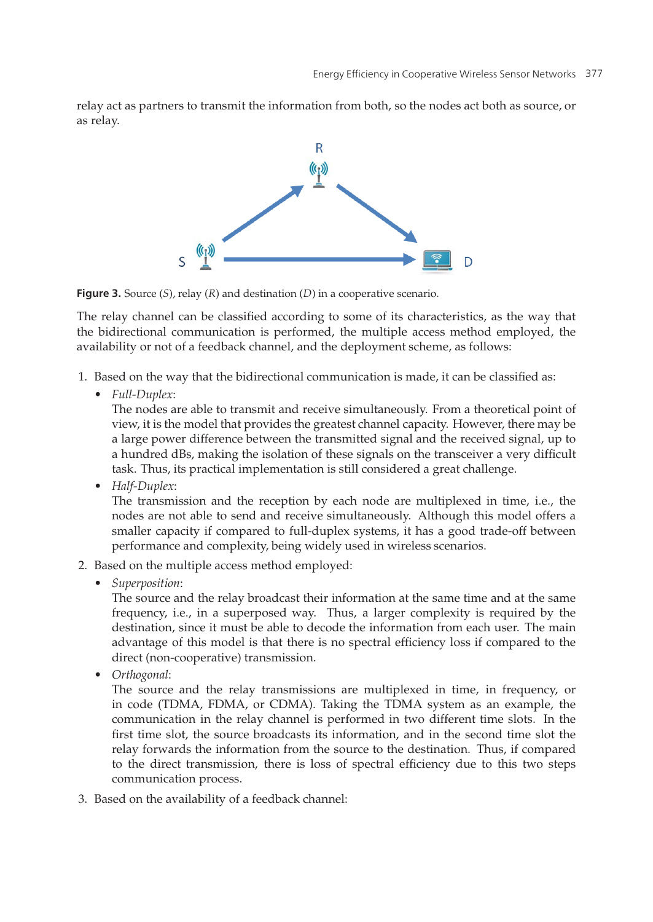relay act as partners to transmit the information from both, so the nodes act both as source, or as relay.

R

S

D

**Figure 3.** Source ($S$), relay ($R$) and destination ($D$) in a cooperative scenario.

The relay channel can be classified according to some of its characteristics, as the way that the bidirectional communication is performed, the multiple access method employed, the availability or not of a feedback channel, and the deployment scheme, as follows:

1. Based on the way that the bidirectional communication is made, it can be classified as:
   - *Full-Duplex*:
     The nodes are able to transmit and receive simultaneously. From a theoretical point of view, it is the model that provides the greatest channel capacity. However, there may be a large power difference between the transmitted signal and the received signal, up to a hundred dBs, making the isolation of these signals on the transceiver a very difficult task. Thus, its practical implementation is still considered a great challenge.
   - *Half-Duplex*:
     The transmission and the reception by each node are multiplexed in time, i.e., the nodes are not able to send and receive simultaneously. Although this model offers a smaller capacity if compared to full-duplex systems, it has a good trade-off between performance and complexity, being widely used in wireless scenarios.
2. Based on the multiple access method employed:
   - *Superposition*:
     The source and the relay broadcast their information at the same time and at the same frequency, i.e., in a superposed way. Thus, a larger complexity is required by the destination, since it must be able to decode the information from each user. The main advantage of this model is that there is no spectral efficiency loss if compared to the direct (non-cooperative) transmission.
   - *Orthogonal*:
     The source and the relay transmissions are multiplexed in time, in frequency, or in code (TDMA, FDMA, or CDMA). Taking the TDMA system as an example, the communication in the relay channel is performed in two different time slots. In the first time slot, the source broadcasts its information, and in the second time slot the relay forwards the information from the source to the destination. Thus, if compared to the direct transmission, there is loss of spectral efficiency due to this two steps communication process.
3. Based on the availability of a feedback channel: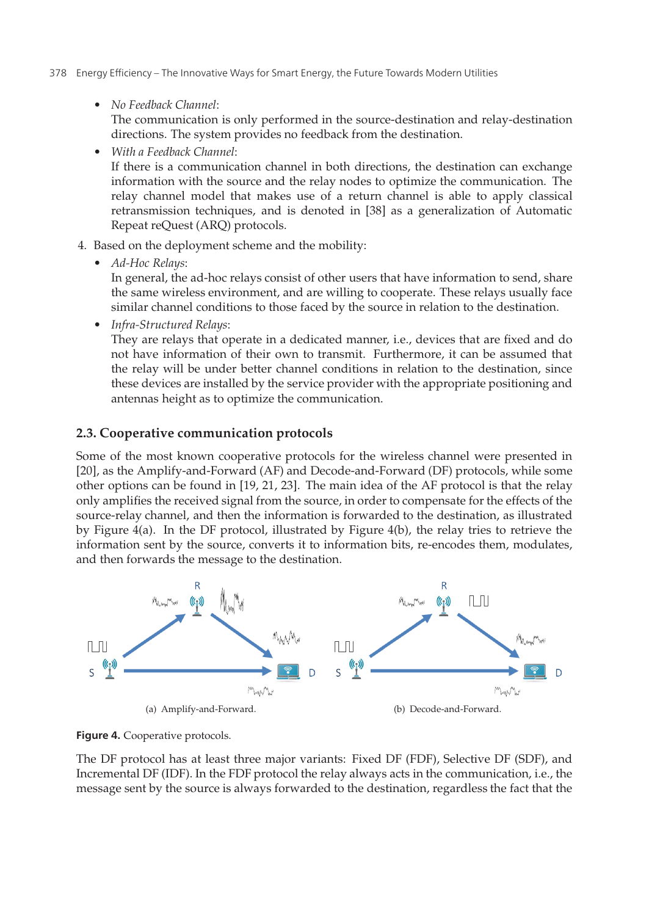- *No Feedback Channel*:
  The communication is only performed in the source-destination and relay-destination directions. The system provides no feedback from the destination.
- *With a Feedback Channel*:
  If there is a communication channel in both directions, the destination can exchange information with the source and the relay nodes to optimize the communication. The relay channel model that makes use of a return channel is able to apply classical retransmission techniques, and is denoted in [38] as a generalization of Automatic Repeat reQuest (ARQ) protocols.

4. Based on the deployment scheme and the mobility:
   - *Ad-Hoc Relays*:
     In general, the ad-hoc relays consist of other users that have information to send, share the same wireless environment, and are willing to cooperate. These relays usually face similar channel conditions to those faced by the source in relation to the destination.
   - *Infra-Structured Relays*:
     They are relays that operate in a dedicated manner, i.e., devices that are fixed and do not have information of their own to transmit. Furthermore, it can be assumed that the relay will be under better channel conditions in relation to the destination, since these devices are installed by the service provider with the appropriate positioning and antennas height as to optimize the communication.

## 2.3. Cooperative communication protocols

Some of the most known cooperative protocols for the wireless channel were presented in [20], as the Amplify-and-Forward (AF) and Decode-and-Forward (DF) protocols, while some other options can be found in [19, 21, 23]. The main idea of the AF protocol is that the relay only amplifies the received signal from the source, in order to compensate for the effects of the source-relay channel, and then the information is forwarded to the destination, as illustrated by Figure 4(a). In the DF protocol, illustrated by Figure 4(b), the relay tries to retrieve the information sent by the source, converts it to information bits, re-encodes them, modulates, and then forwards the message to the destination.

R
S
D

(a) Amplify-and-Forward.

R
S
D

(b) Decode-and-Forward.

**Figure 4.** Cooperative protocols.

The DF protocol has at least three major variants: Fixed DF (FDF), Selective DF (SDF), and Incremental DF (IDF). In the FDF protocol the relay always acts in the communication, i.e., the message sent by the source is always forwarded to the destination, regardless the fact that the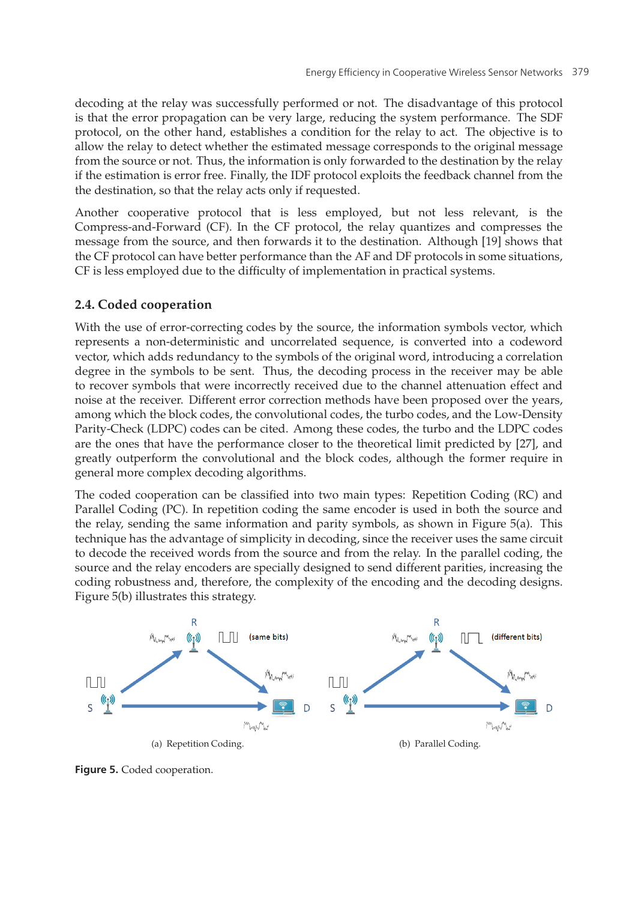decoding at the relay was successfully performed or not. The disadvantage of this protocol is that the error propagation can be very large, reducing the system performance. The SDF protocol, on the other hand, establishes a condition for the relay to act. The objective is to allow the relay to detect whether the estimated message corresponds to the original message from the source or not. Thus, the information is only forwarded to the destination by the relay if the estimation is error free. Finally, the IDF protocol exploits the feedback channel from the the destination, so that the relay acts only if requested.

Another cooperative protocol that is less employed, but not less relevant, is the Compress-and-Forward (CF). In the CF protocol, the relay quantizes and compresses the message from the source, and then forwards it to the destination. Although [19] shows that the CF protocol can have better performance than the AF and DF protocols in some situations, CF is less employed due to the difficulty of implementation in practical systems.

### 2.4. Coded cooperation

With the use of error-correcting codes by the source, the information symbols vector, which represents a non-deterministic and uncorrelated sequence, is converted into a codeword vector, which adds redundancy to the symbols of the original word, introducing a correlation degree in the symbols to be sent. Thus, the decoding process in the receiver may be able to recover symbols that were incorrectly received due to the channel attenuation effect and noise at the receiver. Different error correction methods have been proposed over the years, among which the block codes, the convolutional codes, the turbo codes, and the Low-Density Parity-Check (LDPC) codes can be cited. Among these codes, the turbo and the LDPC codes are the ones that have the performance closer to the theoretical limit predicted by [27], and greatly outperform the convolutional and the block codes, although the former require in general more complex decoding algorithms.

The coded cooperation can be classified into two main types: Repetition Coding (RC) and Parallel Coding (PC). In repetition coding the same encoder is used in both the source and the relay, sending the same information and parity symbols, as shown in Figure 5(a). This technique has the advantage of simplicity in decoding, since the receiver uses the same circuit to decode the received words from the source and from the relay. In the parallel coding, the source and the relay encoders are specially designed to send different parities, increasing the coding robustness and, therefore, the complexity of the encoding and the decoding designs. Figure 5(b) illustrates this strategy.

R
(same bits)
S
D

(a) Repetition Coding.

R
(different bits)
S
D

(b) Parallel Coding.

**Figure 5.** Coded cooperation.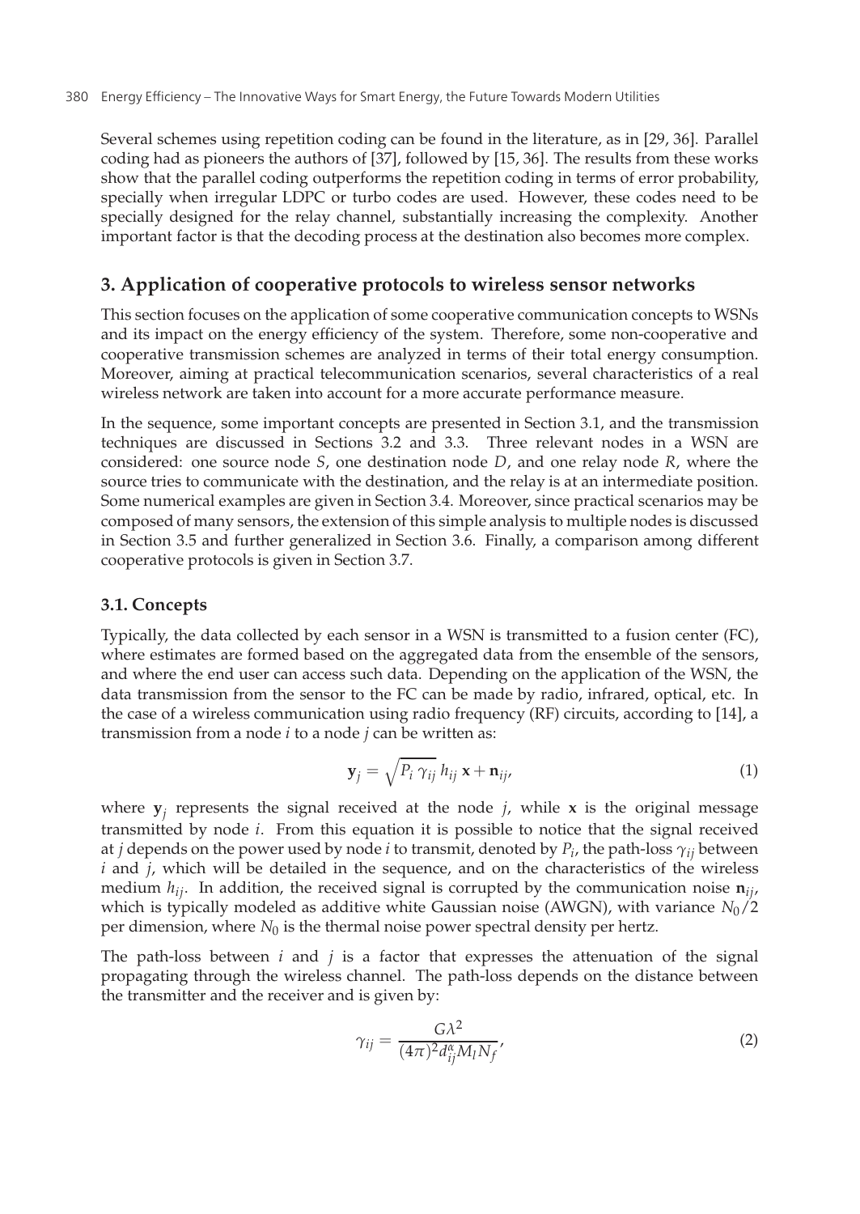Several schemes using repetition coding can be found in the literature, as in [29, 36]. Parallel coding had as pioneers the authors of [37], followed by [15, 36]. The results from these works show that the parallel coding outperforms the repetition coding in terms of error probability, specially when irregular LDPC or turbo codes are used. However, these codes need to be specially designed for the relay channel, substantially increasing the complexity. Another important factor is that the decoding process at the destination also becomes more complex.

## 3. Application of cooperative protocols to wireless sensor networks

This section focuses on the application of some cooperative communication concepts to WSNs and its impact on the energy efficiency of the system. Therefore, some non-cooperative and cooperative transmission schemes are analyzed in terms of their total energy consumption. Moreover, aiming at practical telecommunication scenarios, several characteristics of a real wireless network are taken into account for a more accurate performance measure.

In the sequence, some important concepts are presented in Section 3.1, and the transmission techniques are discussed in Sections 3.2 and 3.3. Three relevant nodes in a WSN are considered: one source node $S$, one destination node $D$, and one relay node $R$, where the source tries to communicate with the destination, and the relay is at an intermediate position. Some numerical examples are given in Section 3.4. Moreover, since practical scenarios may be composed of many sensors, the extension of this simple analysis to multiple nodes is discussed in Section 3.5 and further generalized in Section 3.6. Finally, a comparison among different cooperative protocols is given in Section 3.7.

### 3.1. Concepts

Typically, the data collected by each sensor in a WSN is transmitted to a fusion center (FC), where estimates are formed based on the aggregated data from the ensemble of the sensors, and where the end user can access such data. Depending on the application of the WSN, the data transmission from the sensor to the FC can be made by radio, infrared, optical, etc. In the case of a wireless communication using radio frequency (RF) circuits, according to [14], a transmission from a node $i$ to a node $j$ can be written as:

$$\mathbf{y}_j = \sqrt{P_i \, \gamma_{ij}} \, h_{ij} \, \mathbf{x} + \mathbf{n}_{ij}, \tag{1}$$

where $\mathbf{y}_j$ represents the signal received at the node $j$, while $\mathbf{x}$ is the original message transmitted by node $i$. From this equation it is possible to notice that the signal received at $j$ depends on the power used by node $i$ to transmit, denoted by $P_i$, the path-loss $\gamma_{ij}$ between $i$ and $j$, which will be detailed in the sequence, and on the characteristics of the wireless medium $h_{ij}$. In addition, the received signal is corrupted by the communication noise $\mathbf{n}_{ij}$, which is typically modeled as additive white Gaussian noise (AWGN), with variance $N_0/2$ per dimension, where $N_0$ is the thermal noise power spectral density per hertz.

The path-loss between $i$ and $j$ is a factor that expresses the attenuation of the signal propagating through the wireless channel. The path-loss depends on the distance between the transmitter and the receiver and is given by:

$$\gamma_{ij} = \frac{G\lambda^2}{(4\pi)^2 d_{ij}^{\alpha} M_l N_f}, \tag{2}$$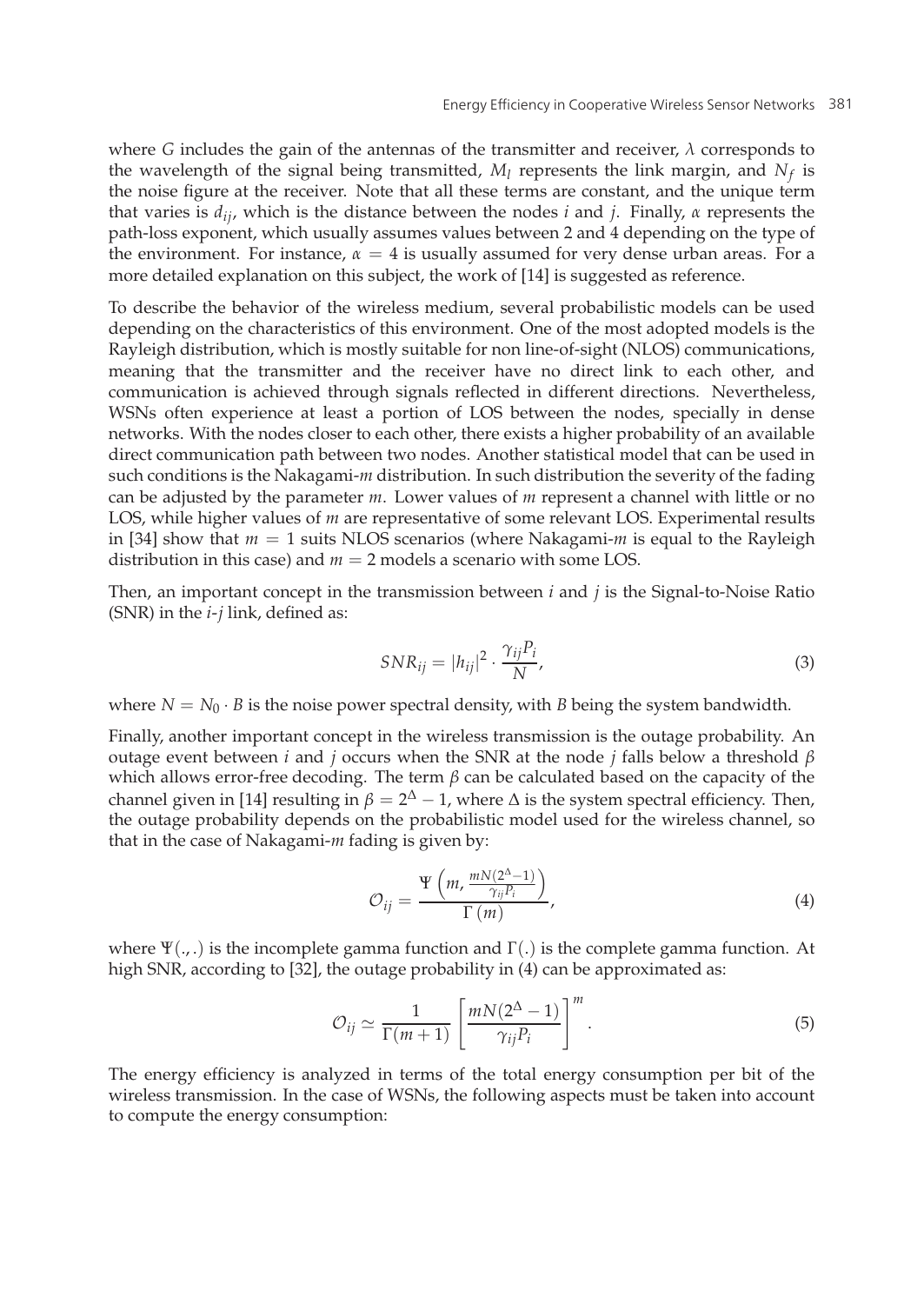where $G$ includes the gain of the antennas of the transmitter and receiver, $\lambda$ corresponds to the wavelength of the signal being transmitted, $M_l$ represents the link margin, and $N_f$ is the noise figure at the receiver. Note that all these terms are constant, and the unique term that varies is $d_{ij}$, which is the distance between the nodes $i$ and $j$. Finally, $\alpha$ represents the path-loss exponent, which usually assumes values between 2 and 4 depending on the type of the environment. For instance, $\alpha = 4$ is usually assumed for very dense urban areas. For a more detailed explanation on this subject, the work of [14] is suggested as reference.

To describe the behavior of the wireless medium, several probabilistic models can be used depending on the characteristics of this environment. One of the most adopted models is the Rayleigh distribution, which is mostly suitable for non line-of-sight (NLOS) communications, meaning that the transmitter and the receiver have no direct link to each other, and communication is achieved through signals reflected in different directions. Nevertheless, WSNs often experience at least a portion of LOS between the nodes, specially in dense networks. With the nodes closer to each other, there exists a higher probability of an available direct communication path between two nodes. Another statistical model that can be used in such conditions is the Nakagami-$m$ distribution. In such distribution the severity of the fading can be adjusted by the parameter $m$. Lower values of $m$ represent a channel with little or no LOS, while higher values of $m$ are representative of some relevant LOS. Experimental results in [34] show that $m = 1$ suits NLOS scenarios (where Nakagami-$m$ is equal to the Rayleigh distribution in this case) and $m = 2$ models a scenario with some LOS.

Then, an important concept in the transmission between $i$ and $j$ is the Signal-to-Noise Ratio (SNR) in the $i$-$j$ link, defined as:

$$SNR_{ij} = |h_{ij}|^2 \cdot \frac{\gamma_{ij} P_i}{N}, \tag{3}$$

where $N = N_0 \cdot B$ is the noise power spectral density, with $B$ being the system bandwidth.

Finally, another important concept in the wireless transmission is the outage probability. An outage event between $i$ and $j$ occurs when the SNR at the node $j$ falls below a threshold $\beta$ which allows error-free decoding. The term $\beta$ can be calculated based on the capacity of the channel given in [14] resulting in $\beta = 2^{\Delta} - 1$, where $\Delta$ is the system spectral efficiency. Then, the outage probability depends on the probabilistic model used for the wireless channel, so that in the case of Nakagami-$m$ fading is given by:

$$\mathcal{O}_{ij} = \frac{\Psi\left(m, \frac{mN(2^{\Delta}-1)}{\gamma_{ij} P_i}\right)}{\Gamma(m)}, \tag{4}$$

where $\Psi(.,.)$ is the incomplete gamma function and $\Gamma(.)$ is the complete gamma function. At high SNR, according to [32], the outage probability in (4) can be approximated as:

$$\mathcal{O}_{ij} \simeq \frac{1}{\Gamma(m+1)} \left[\frac{mN(2^{\Delta}-1)}{\gamma_{ij} P_i}\right]^m. \tag{5}$$

The energy efficiency is analyzed in terms of the total energy consumption per bit of the wireless transmission. In the case of WSNs, the following aspects must be taken into account to compute the energy consumption: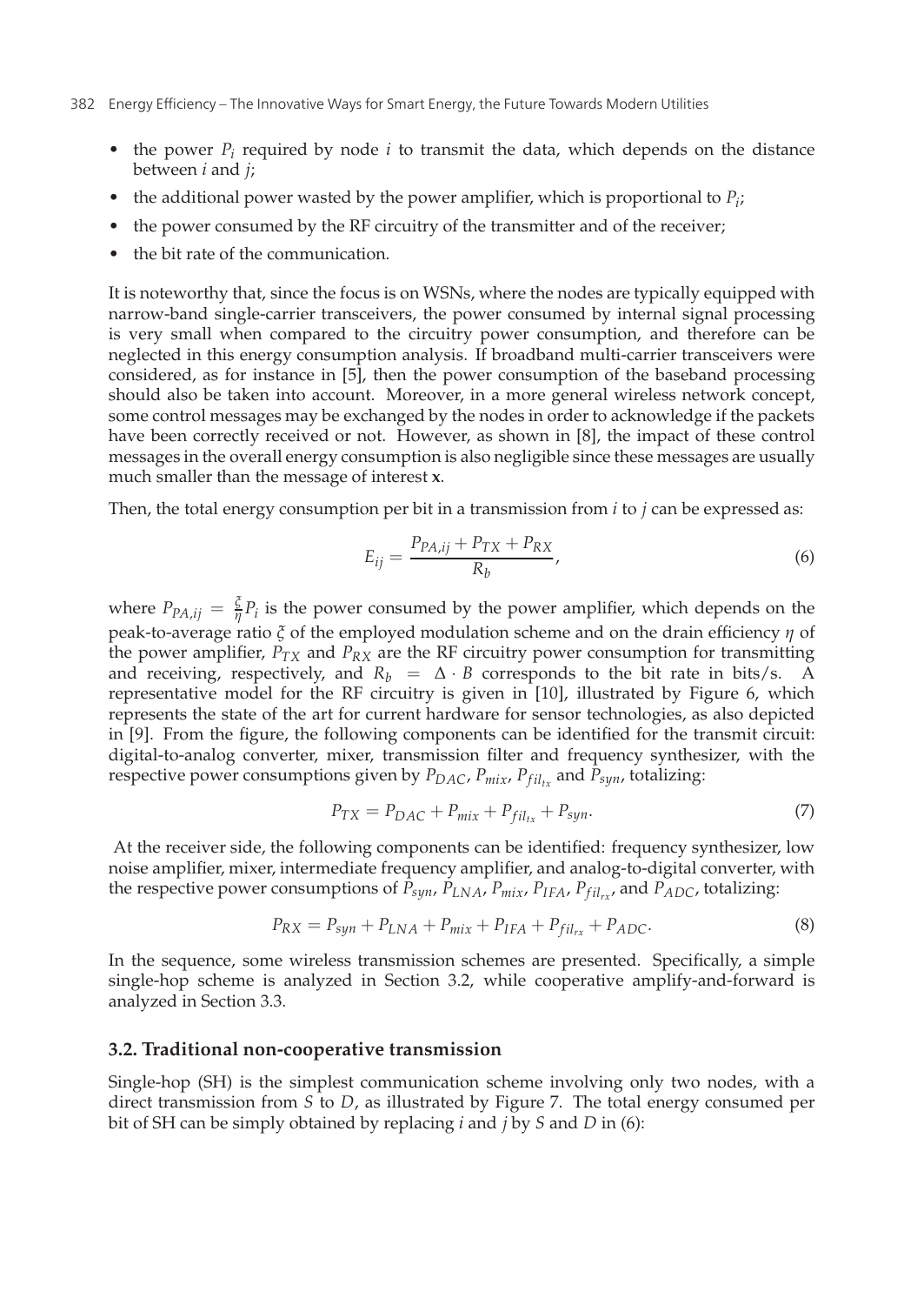- the power $P_i$ required by node $i$ to transmit the data, which depends on the distance between $i$ and $j$;
- the additional power wasted by the power amplifier, which is proportional to $P_i$;
- the power consumed by the RF circuitry of the transmitter and of the receiver;
- the bit rate of the communication.

It is noteworthy that, since the focus is on WSNs, where the nodes are typically equipped with narrow-band single-carrier transceivers, the power consumed by internal signal processing is very small when compared to the circuitry power consumption, and therefore can be neglected in this energy consumption analysis. If broadband multi-carrier transceivers were considered, as for instance in [5], then the power consumption of the baseband processing should also be taken into account. Moreover, in a more general wireless network concept, some control messages may be exchanged by the nodes in order to acknowledge if the packets have been correctly received or not. However, as shown in [8], the impact of these control messages in the overall energy consumption is also negligible since these messages are usually much smaller than the message of interest **x**.

Then, the total energy consumption per bit in a transmission from $i$ to $j$ can be expressed as:

$$E_{ij} = \frac{P_{PA,ij} + P_{TX} + P_{RX}}{R_b}, \tag{6}$$

where $P_{PA,ij} = \frac{\xi}{\eta} P_i$ is the power consumed by the power amplifier, which depends on the peak-to-average ratio $\xi$ of the employed modulation scheme and on the drain efficiency $\eta$ of the power amplifier, $P_{TX}$ and $P_{RX}$ are the RF circuitry power consumption for transmitting and receiving, respectively, and $R_b = \Delta \cdot B$ corresponds to the bit rate in bits/s. A representative model for the RF circuitry is given in [10], illustrated by Figure 6, which represents the state of the art for current hardware for sensor technologies, as also depicted in [9]. From the figure, the following components can be identified for the transmit circuit: digital-to-analog converter, mixer, transmission filter and frequency synthesizer, with the respective power consumptions given by $P_{DAC}$, $P_{mix}$, $P_{fil_{tx}}$ and $P_{syn}$, totalizing:

$$P_{TX} = P_{DAC} + P_{mix} + P_{fil_{tx}} + P_{syn}. \tag{7}$$

At the receiver side, the following components can be identified: frequency synthesizer, low noise amplifier, mixer, intermediate frequency amplifier, and analog-to-digital converter, with the respective power consumptions of $P_{syn}$, $P_{LNA}$, $P_{mix}$, $P_{IFA}$, $P_{fil_{rx}}$, and $P_{ADC}$, totalizing:

$$P_{RX} = P_{syn} + P_{LNA} + P_{mix} + P_{IFA} + P_{fil_{rx}} + P_{ADC}. \tag{8}$$

In the sequence, some wireless transmission schemes are presented. Specifically, a simple single-hop scheme is analyzed in Section 3.2, while cooperative amplify-and-forward is analyzed in Section 3.3.

### 3.2. Traditional non-cooperative transmission

Single-hop (SH) is the simplest communication scheme involving only two nodes, with a direct transmission from $S$ to $D$, as illustrated by Figure 7. The total energy consumed per bit of SH can be simply obtained by replacing $i$ and $j$ by $S$ and $D$ in (6):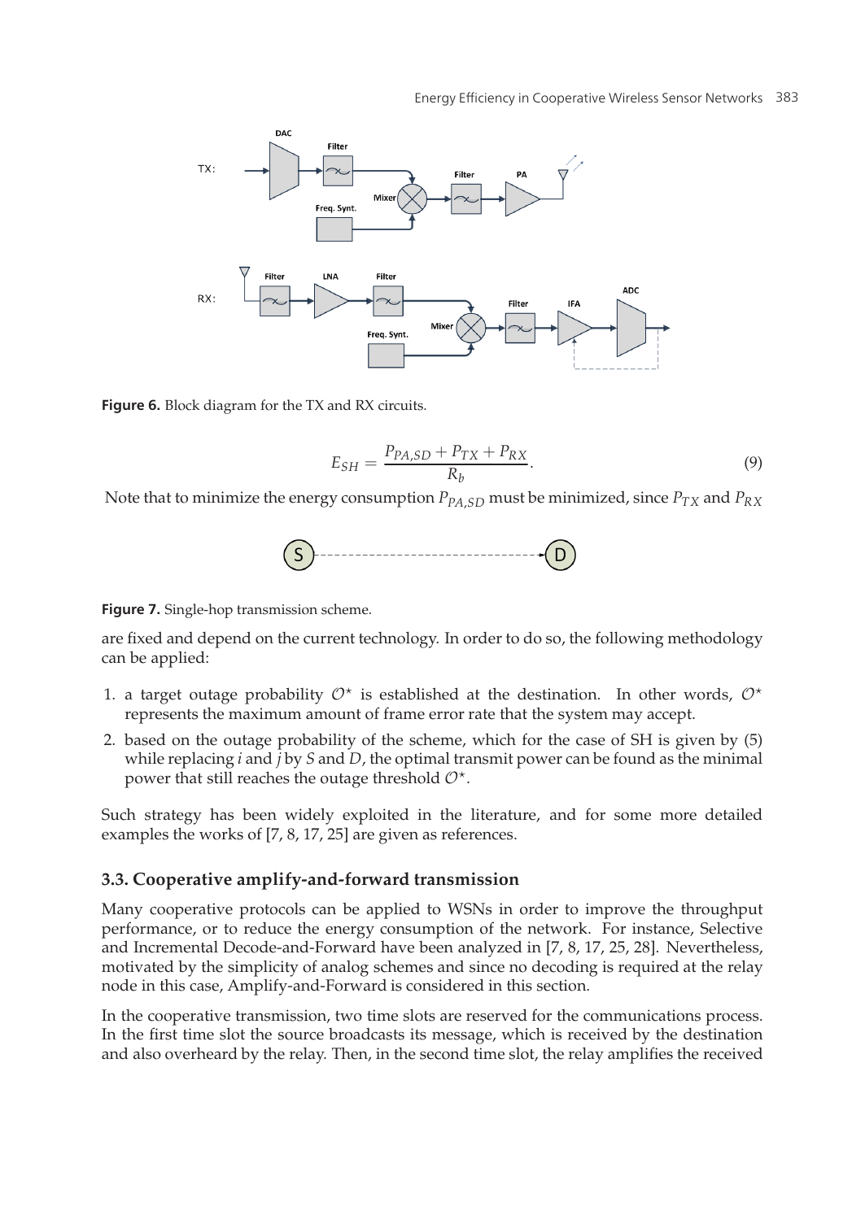TX:

DAC

Filter

Mixer

Freq. Synt.

Filter

PA

RX:

Filter

LNA

Filter

Mixer

Freq. Synt.

Filter

IFA

ADC

**Figure 6.** Block diagram for the TX and RX circuits.

$$E_{SH} = \frac{P_{PA,SD} + P_{TX} + P_{RX}}{R_b}. \tag{9}$$

Note that to minimize the energy consumption $P_{PA,SD}$ must be minimized, since $P_{TX}$ and $P_{RX}$

S

D

**Figure 7.** Single-hop transmission scheme.

are fixed and depend on the current technology. In order to do so, the following methodology can be applied:

1. a target outage probability $\mathcal{O}^{\star}$ is established at the destination. In other words, $\mathcal{O}^{\star}$ represents the maximum amount of frame error rate that the system may accept.
2. based on the outage probability of the scheme, which for the case of SH is given by (5) while replacing *i* and *j* by *S* and *D*, the optimal transmit power can be found as the minimal power that still reaches the outage threshold $\mathcal{O}^{\star}$.

Such strategy has been widely exploited in the literature, and for some more detailed examples the works of [7, 8, 17, 25] are given as references.

### 3.3. Cooperative amplify-and-forward transmission

Many cooperative protocols can be applied to WSNs in order to improve the throughput performance, or to reduce the energy consumption of the network. For instance, Selective and Incremental Decode-and-Forward have been analyzed in [7, 8, 17, 25, 28]. Nevertheless, motivated by the simplicity of analog schemes and since no decoding is required at the relay node in this case, Amplify-and-Forward is considered in this section.

In the cooperative transmission, two time slots are reserved for the communications process. In the first time slot the source broadcasts its message, which is received by the destination and also overheard by the relay. Then, in the second time slot, the relay amplifies the received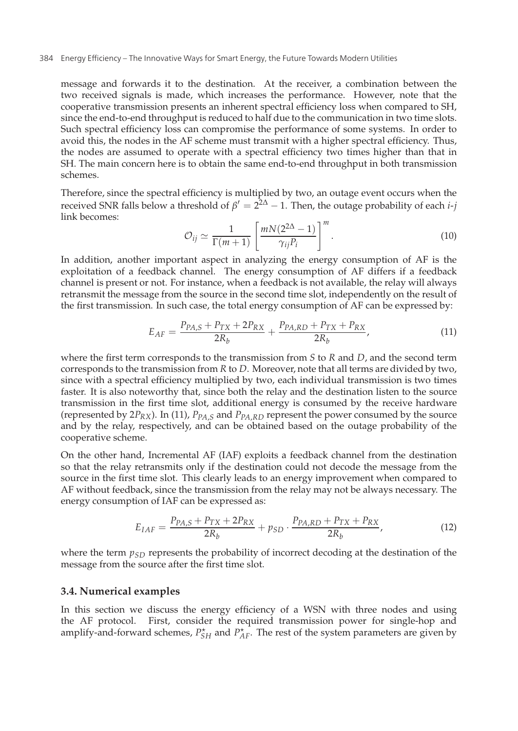message and forwards it to the destination. At the receiver, a combination between the two received signals is made, which increases the performance. However, note that the cooperative transmission presents an inherent spectral efficiency loss when compared to SH, since the end-to-end throughput is reduced to half due to the communication in two time slots. Such spectral efficiency loss can compromise the performance of some systems. In order to avoid this, the nodes in the AF scheme must transmit with a higher spectral efficiency. Thus, the nodes are assumed to operate with a spectral efficiency two times higher than that in SH. The main concern here is to obtain the same end-to-end throughput in both transmission schemes.

Therefore, since the spectral efficiency is multiplied by two, an outage event occurs when the received SNR falls below a threshold of $\beta' = 2^{2\Delta} - 1$. Then, the outage probability of each $i$-$j$ link becomes:

$$\mathcal{O}_{ij} \simeq \frac{1}{\Gamma(m+1)} \left[ \frac{mN(2^{2\Delta}-1)}{\gamma_{ij} P_i} \right]^m . \tag{10}$$

In addition, another important aspect in analyzing the energy consumption of AF is the exploitation of a feedback channel. The energy consumption of AF differs if a feedback channel is present or not. For instance, when a feedback is not available, the relay will always retransmit the message from the source in the second time slot, independently on the result of the first transmission. In such case, the total energy consumption of AF can be expressed by:

$$E_{AF} = \frac{P_{PA,S} + P_{TX} + 2P_{RX}}{2R_b} + \frac{P_{PA,RD} + P_{TX} + P_{RX}}{2R_b}, \tag{11}$$

where the first term corresponds to the transmission from $S$ to $R$ and $D$, and the second term corresponds to the transmission from $R$ to $D$. Moreover, note that all terms are divided by two, since with a spectral efficiency multiplied by two, each individual transmission is two times faster. It is also noteworthy that, since both the relay and the destination listen to the source transmission in the first time slot, additional energy is consumed by the receive hardware (represented by $2P_{RX}$). In (11), $P_{PA,S}$ and $P_{PA,RD}$ represent the power consumed by the source and by the relay, respectively, and can be obtained based on the outage probability of the cooperative scheme.

On the other hand, Incremental AF (IAF) exploits a feedback channel from the destination so that the relay retransmits only if the destination could not decode the message from the source in the first time slot. This clearly leads to an energy improvement when compared to AF without feedback, since the transmission from the relay may not be always necessary. The energy consumption of IAF can be expressed as:

$$E_{IAF} = \frac{P_{PA,S} + P_{TX} + 2P_{RX}}{2R_b} + p_{SD} \cdot \frac{P_{PA,RD} + P_{TX} + P_{RX}}{2R_b}, \tag{12}$$

where the term $p_{SD}$ represents the probability of incorrect decoding at the destination of the message from the source after the first time slot.

### 3.4. Numerical examples

In this section we discuss the energy efficiency of a WSN with three nodes and using the AF protocol. First, consider the required transmission power for single-hop and amplify-and-forward schemes, $P^{\star}_{SH}$ and $P^{\star}_{AF}$. The rest of the system parameters are given by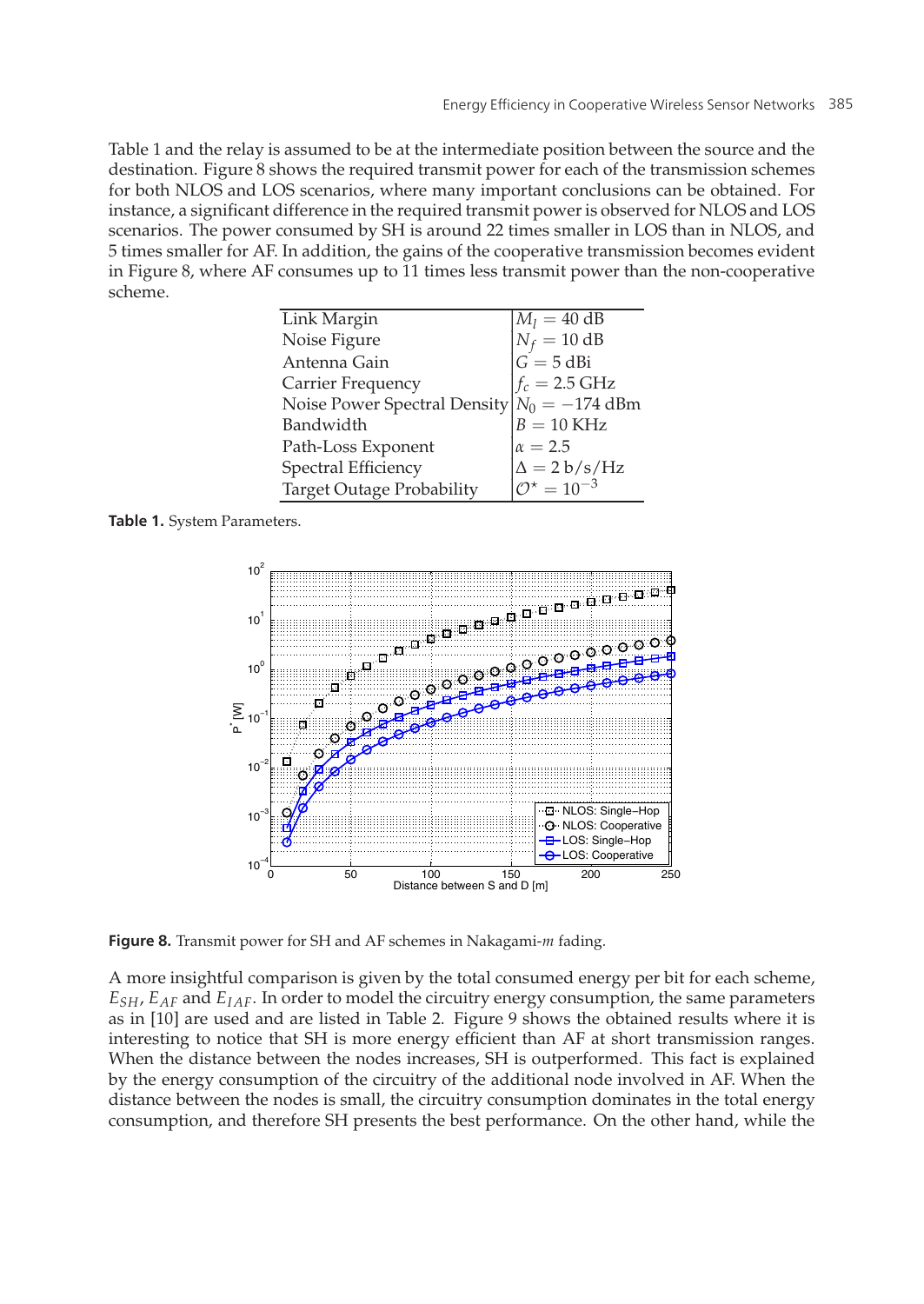Table 1 and the relay is assumed to be at the intermediate position between the source and the destination. Figure 8 shows the required transmit power for each of the transmission schemes for both NLOS and LOS scenarios, where many important conclusions can be obtained. For instance, a significant difference in the required transmit power is observed for NLOS and LOS scenarios. The power consumed by SH is around 22 times smaller in LOS than in NLOS, and 5 times smaller for AF. In addition, the gains of the cooperative transmission becomes evident in Figure 8, where AF consumes up to 11 times less transmit power than the non-cooperative scheme.

| | |
|---|---|
| Link Margin | $M_l = 40$ dB |
| Noise Figure | $N_f = 10$ dB |
| Antenna Gain | $G = 5$ dBi |
| Carrier Frequency | $f_c = 2.5$ GHz |
| Noise Power Spectral Density | $N_0 = -174$ dBm |
| Bandwidth | $B = 10$ KHz |
| Path-Loss Exponent | $\alpha = 2.5$ |
| Spectral Efficiency | $\Delta = 2$ b/s/Hz |
| Target Outage Probability | $\mathcal{O}^{\star} = 10^{-3}$ |

**Table 1.** System Parameters.

$10^{2}$
$10^{1}$
$10^{0}$
$10^{-1}$
$10^{-2}$
$10^{-3}$
$10^{-4}$
P* [W]
0
50
100
150
200
250
Distance between S and D [m]
NLOS: Single–Hop
NLOS: Cooperative
LOS: Single–Hop
LOS: Cooperative

**Figure 8.** Transmit power for SH and AF schemes in Nakagami-*m* fading.

A more insightful comparison is given by the total consumed energy per bit for each scheme, $E_{SH}$, $E_{AF}$ and $E_{IAF}$. In order to model the circuitry energy consumption, the same parameters as in [10] are used and are listed in Table 2. Figure 9 shows the obtained results where it is interesting to notice that SH is more energy efficient than AF at short transmission ranges. When the distance between the nodes increases, SH is outperformed. This fact is explained by the energy consumption of the circuitry of the additional node involved in AF. When the distance between the nodes is small, the circuitry consumption dominates in the total energy consumption, and therefore SH presents the best performance. On the other hand, while the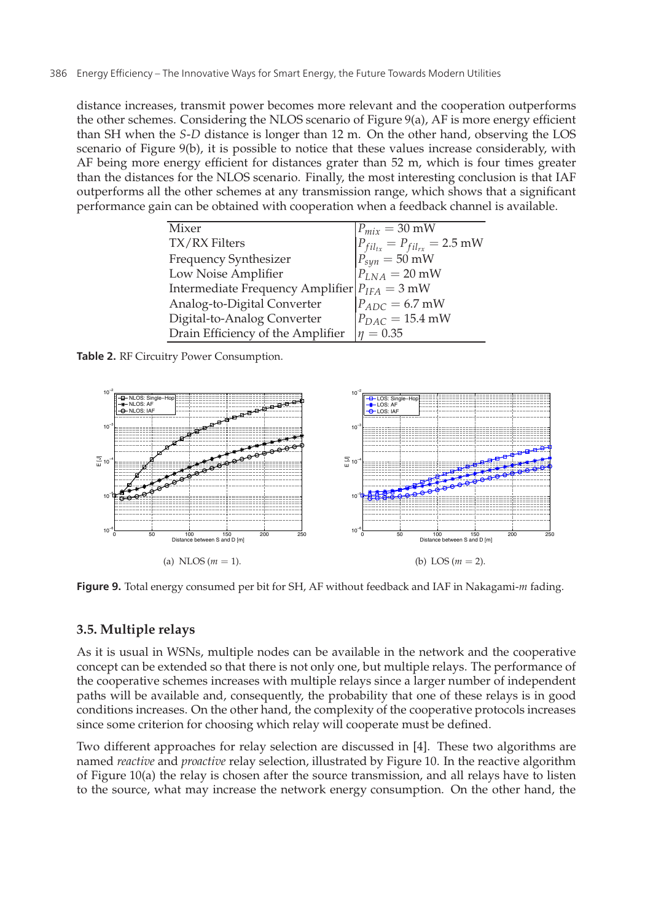distance increases, transmit power becomes more relevant and the cooperation outperforms the other schemes. Considering the NLOS scenario of Figure 9(a), AF is more energy efficient than SH when the *S*-*D* distance is longer than 12 m. On the other hand, observing the LOS scenario of Figure 9(b), it is possible to notice that these values increase considerably, with AF being more energy efficient for distances grater than 52 m, which is four times greater than the distances for the NLOS scenario. Finally, the most interesting conclusion is that IAF outperforms all the other schemes at any transmission range, which shows that a significant performance gain can be obtained with cooperation when a feedback channel is available.

| | |
|---|---|
| Mixer | $P_{mix} = 30$ mW |
| TX/RX Filters | $P_{fil_{tx}} = P_{fil_{rx}} = 2.5$ mW |
| Frequency Synthesizer | $P_{syn} = 50$ mW |
| Low Noise Amplifier | $P_{LNA} = 20$ mW |
| Intermediate Frequency Amplifier | $P_{IFA} = 3$ mW |
| Analog-to-Digital Converter | $P_{ADC} = 6.7$ mW |
| Digital-to-Analog Converter | $P_{DAC} = 15.4$ mW |
| Drain Efficiency of the Amplifier | $\eta = 0.35$ |

**Table 2.** RF Circuitry Power Consumption.

NLOS: Single–Hop
NLOS: AF
NLOS: IAF
E [J]
$10^{-2}$
$10^{-3}$
$10^{-4}$
$10^{-5}$
$10^{-6}$
0 50 100 150 200 250
Distance between S and D [m]

(a) NLOS ($m = 1$).

LOS: Single–Hop
LOS: AF
LOS: IAF
E [J]
$10^{-2}$
$10^{-3}$
$10^{-4}$
$10^{-5}$
$10^{-6}$
0 50 100 150 200 250
Distance between S and D [m]

(b) LOS ($m = 2$).

**Figure 9.** Total energy consumed per bit for SH, AF without feedback and IAF in Nakagami-*m* fading.

## 3.5. Multiple relays

As it is usual in WSNs, multiple nodes can be available in the network and the cooperative concept can be extended so that there is not only one, but multiple relays. The performance of the cooperative schemes increases with multiple relays since a larger number of independent paths will be available and, consequently, the probability that one of these relays is in good conditions increases. On the other hand, the complexity of the cooperative protocols increases since some criterion for choosing which relay will cooperate must be defined.

Two different approaches for relay selection are discussed in [4]. These two algorithms are named *reactive* and *proactive* relay selection, illustrated by Figure 10. In the reactive algorithm of Figure 10(a) the relay is chosen after the source transmission, and all relays have to listen to the source, what may increase the network energy consumption. On the other hand, the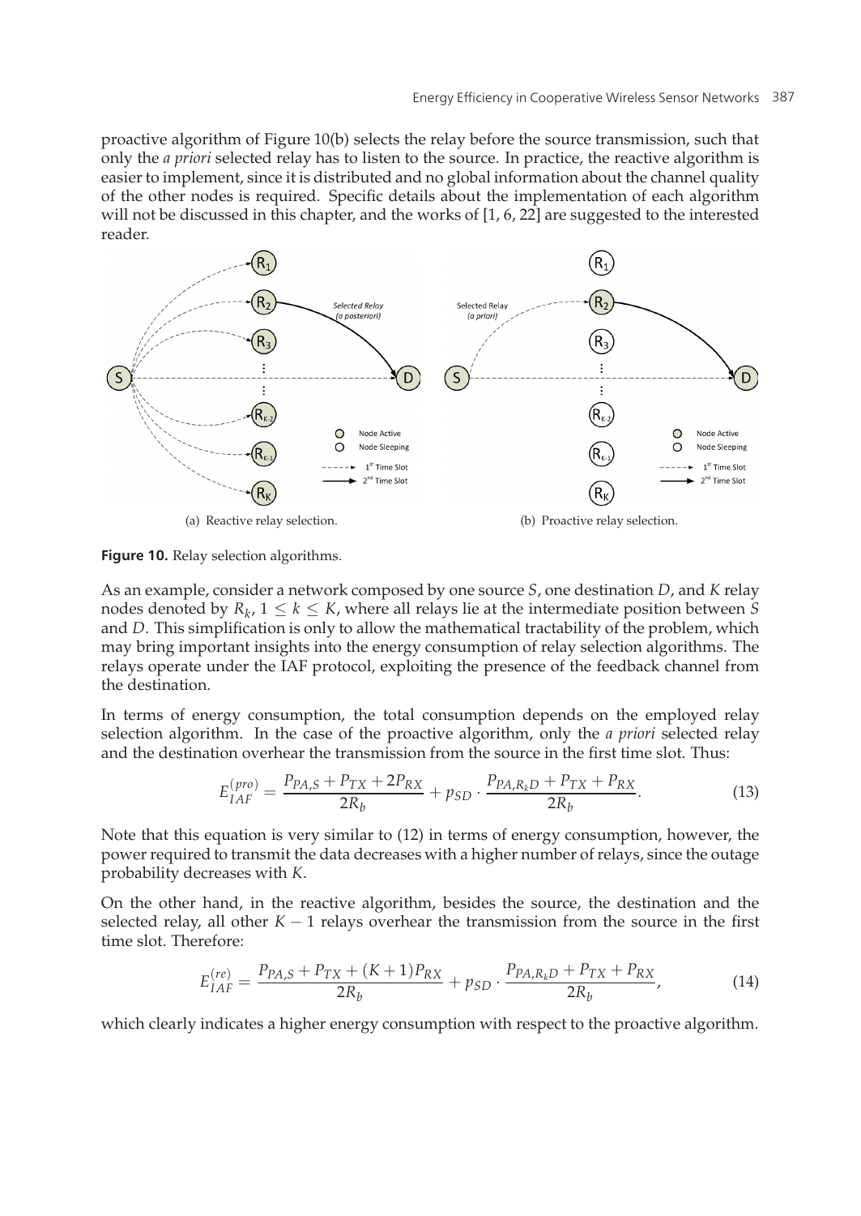proactive algorithm of Figure 10(b) selects the relay before the source transmission, such that only the *a priori* selected relay has to listen to the source. In practice, the reactive algorithm is easier to implement, since it is distributed and no global information about the channel quality of the other nodes is required. Specific details about the implementation of each algorithm will not be discussed in this chapter, and the works of [1, 6, 22] are suggested to the interested reader.

$R_1$
$R_2$
$R_3$
$R_{K-2}$
$R_{K-1}$
$R_K$
S
D
*Selected Relay (a posteriori)*
Node Active
Node Sleeping
1st Time Slot
2nd Time Slot

(a) Reactive relay selection.

$R_1$
$R_2$
$R_3$
$R_{K-2}$
$R_{K-1}$
$R_K$
S
D
*Selected Relay (a priori)*
Node Active
Node Sleeping
1st Time Slot
2nd Time Slot

(b) Proactive relay selection.

**Figure 10.** Relay selection algorithms.

As an example, consider a network composed by one source $S$, one destination $D$, and $K$ relay nodes denoted by $R_k$, $1 \leq k \leq K$, where all relays lie at the intermediate position between $S$ and $D$. This simplification is only to allow the mathematical tractability of the problem, which may bring important insights into the energy consumption of relay selection algorithms. The relays operate under the IAF protocol, exploiting the presence of the feedback channel from the destination.

In terms of energy consumption, the total consumption depends on the employed relay selection algorithm. In the case of the proactive algorithm, only the *a priori* selected relay and the destination overhear the transmission from the source in the first time slot. Thus:

$$E_{IAF}^{(pro)} = \frac{P_{PA,S} + P_{TX} + 2P_{RX}}{2R_b} + p_{SD} \cdot \frac{P_{PA,R_kD} + P_{TX} + P_{RX}}{2R_b}. \tag{13}$$

Note that this equation is very similar to (12) in terms of energy consumption, however, the power required to transmit the data decreases with a higher number of relays, since the outage probability decreases with $K$.

On the other hand, in the reactive algorithm, besides the source, the destination and the selected relay, all other $K - 1$ relays overhear the transmission from the source in the first time slot. Therefore:

$$E_{IAF}^{(re)} = \frac{P_{PA,S} + P_{TX} + (K+1)P_{RX}}{2R_b} + p_{SD} \cdot \frac{P_{PA,R_kD} + P_{TX} + P_{RX}}{2R_b}, \tag{14}$$

which clearly indicates a higher energy consumption with respect to the proactive algorithm.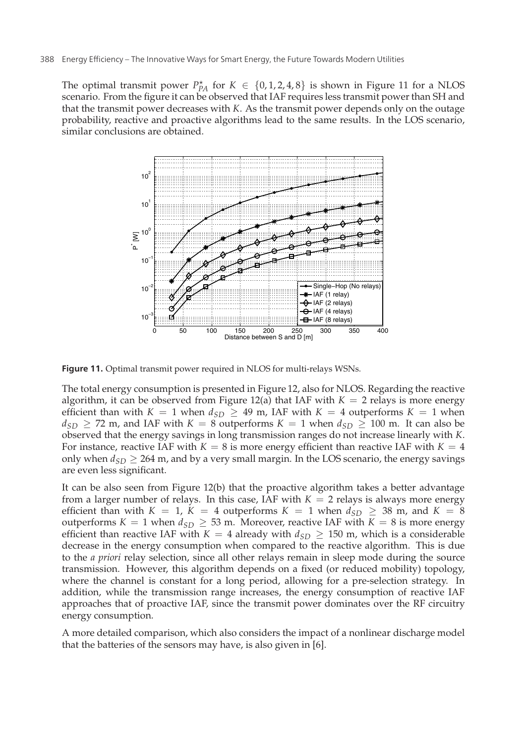The optimal transmit power $P_{PA}^{\star}$ for $K \in \{0, 1, 2, 4, 8\}$ is shown in Figure 11 for a NLOS scenario. From the figure it can be observed that IAF requires less transmit power than SH and that the transmit power decreases with $K$. As the transmit power depends only on the outage probability, reactive and proactive algorithms lead to the same results. In the LOS scenario, similar conclusions are obtained.

$P^*$ [W]

$10^2$
$10^1$
$10^0$
$10^{-1}$
$10^{-2}$
$10^{-3}$

0 50 100 150 200 250 300 350 400

Distance between S and D [m]

Single−Hop (No relays)
IAF (1 relay)
IAF (2 relays)
IAF (4 relays)
IAF (8 relays)

**Figure 11.** Optimal transmit power required in NLOS for multi-relays WSNs.

The total energy consumption is presented in Figure 12, also for NLOS. Regarding the reactive algorithm, it can be observed from Figure 12(a) that IAF with $K = 2$ relays is more energy efficient than with $K = 1$ when $d_{SD} \geq 49$ m, IAF with $K = 4$ outperforms $K = 1$ when $d_{SD} \geq 72$ m, and IAF with $K = 8$ outperforms $K = 1$ when $d_{SD} \geq 100$ m. It can also be observed that the energy savings in long transmission ranges do not increase linearly with $K$. For instance, reactive IAF with $K = 8$ is more energy efficient than reactive IAF with $K = 4$ only when $d_{SD} \geq 264$ m, and by a very small margin. In the LOS scenario, the energy savings are even less significant.

It can be also seen from Figure 12(b) that the proactive algorithm takes a better advantage from a larger number of relays. In this case, IAF with $K = 2$ relays is always more energy efficient than with $K = 1$, $K = 4$ outperforms $K = 1$ when $d_{SD} \geq 38$ m, and $K = 8$ outperforms $K = 1$ when $d_{SD} \geq 53$ m. Moreover, reactive IAF with $K = 8$ is more energy efficient than reactive IAF with $K = 4$ already with $d_{SD} \geq 150$ m, which is a considerable decrease in the energy consumption when compared to the reactive algorithm. This is due to the *a priori* relay selection, since all other relays remain in sleep mode during the source transmission. However, this algorithm depends on a fixed (or reduced mobility) topology, where the channel is constant for a long period, allowing for a pre-selection strategy. In addition, while the transmission range increases, the energy consumption of reactive IAF approaches that of proactive IAF, since the transmit power dominates over the RF circuitry energy consumption.

A more detailed comparison, which also considers the impact of a nonlinear discharge model that the batteries of the sensors may have, is also given in [6].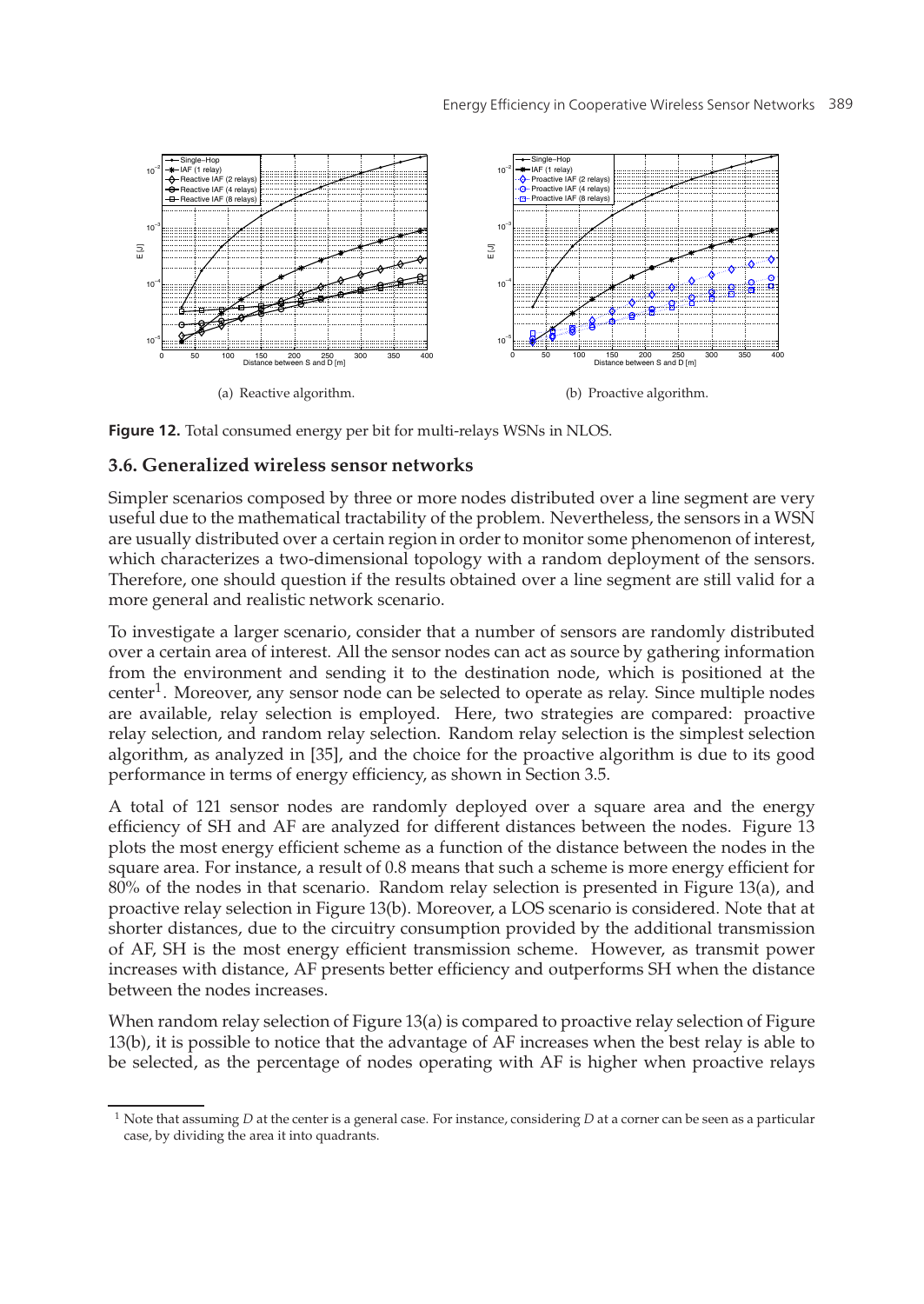Single–Hop
IAF (1 relay)
Reactive IAF (2 relays)
Reactive IAF (4 relays)
Reactive IAF (8 relays)

E [J]

$10^{-2}$
$10^{-3}$
$10^{-4}$
$10^{-5}$

0 50 100 150 200 250 300 350 400
Distance between S and D [m]

(a) Reactive algorithm.

Single–Hop
IAF (1 relay)
Proactive IAF (2 relays)
Proactive IAF (4 relays)
Proactive IAF (8 relays)

E [J]

$10^{-2}$
$10^{-3}$
$10^{-4}$
$10^{-5}$

0 50 100 150 200 250 300 350 400
Distance between S and D [m]

(b) Proactive algorithm.

**Figure 12.** Total consumed energy per bit for multi-relays WSNs in NLOS.

### 3.6. Generalized wireless sensor networks

Simpler scenarios composed by three or more nodes distributed over a line segment are very useful due to the mathematical tractability of the problem. Nevertheless, the sensors in a WSN are usually distributed over a certain region in order to monitor some phenomenon of interest, which characterizes a two-dimensional topology with a random deployment of the sensors. Therefore, one should question if the results obtained over a line segment are still valid for a more general and realistic network scenario.

To investigate a larger scenario, consider that a number of sensors are randomly distributed over a certain area of interest. All the sensor nodes can act as source by gathering information from the environment and sending it to the destination node, which is positioned at the center[1]. Moreover, any sensor node can be selected to operate as relay. Since multiple nodes are available, relay selection is employed. Here, two strategies are compared: proactive relay selection, and random relay selection. Random relay selection is the simplest selection algorithm, as analyzed in [35], and the choice for the proactive algorithm is due to its good performance in terms of energy efficiency, as shown in Section 3.5.

A total of 121 sensor nodes are randomly deployed over a square area and the energy efficiency of SH and AF are analyzed for different distances between the nodes. Figure 13 plots the most energy efficient scheme as a function of the distance between the nodes in the square area. For instance, a result of 0.8 means that such a scheme is more energy efficient for 80% of the nodes in that scenario. Random relay selection is presented in Figure 13(a), and proactive relay selection in Figure 13(b). Moreover, a LOS scenario is considered. Note that at shorter distances, due to the circuitry consumption provided by the additional transmission of AF, SH is the most energy efficient transmission scheme. However, as transmit power increases with distance, AF presents better efficiency and outperforms SH when the distance between the nodes increases.

When random relay selection of Figure 13(a) is compared to proactive relay selection of Figure 13(b), it is possible to notice that the advantage of AF increases when the best relay is able to be selected, as the percentage of nodes operating with AF is higher when proactive relays

[1] Note that assuming $D$ at the center is a general case. For instance, considering $D$ at a corner can be seen as a particular case, by dividing the area it into quadrants.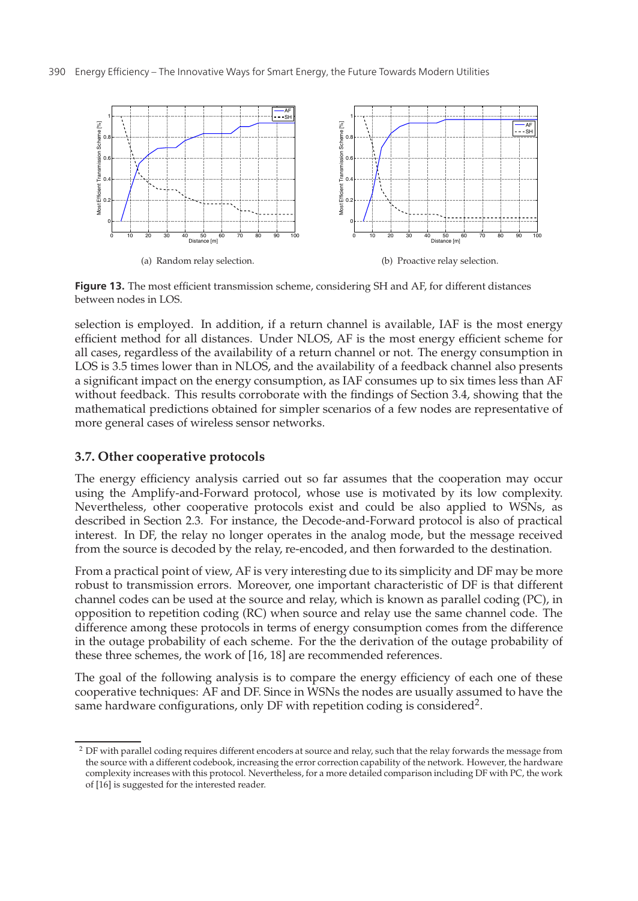1
0.8
0.6
0.4
0.2
0
0 10 20 30 40 50 60 70 80 90 100
Distance [m]
Most Efficient Transmission Scheme [%]
AF
SH

(a) Random relay selection.

1
0.8
0.6
0.4
0.2
0
0 10 20 30 40 50 60 70 80 90 100
Distance [m]
Most Efficient Transmission Scheme [%]
AF
SH

(b) Proactive relay selection.

**Figure 13.** The most efficient transmission scheme, considering SH and AF, for different distances between nodes in LOS.

selection is employed. In addition, if a return channel is available, IAF is the most energy efficient method for all distances. Under NLOS, AF is the most energy efficient scheme for all cases, regardless of the availability of a return channel or not. The energy consumption in LOS is 3.5 times lower than in NLOS, and the availability of a feedback channel also presents a significant impact on the energy consumption, as IAF consumes up to six times less than AF without feedback. This results corroborate with the findings of Section 3.4, showing that the mathematical predictions obtained for simpler scenarios of a few nodes are representative of more general cases of wireless sensor networks.

### 3.7. Other cooperative protocols

The energy efficiency analysis carried out so far assumes that the cooperation may occur using the Amplify-and-Forward protocol, whose use is motivated by its low complexity. Nevertheless, other cooperative protocols exist and could be also applied to WSNs, as described in Section 2.3. For instance, the Decode-and-Forward protocol is also of practical interest. In DF, the relay no longer operates in the analog mode, but the message received from the source is decoded by the relay, re-encoded, and then forwarded to the destination.

From a practical point of view, AF is very interesting due to its simplicity and DF may be more robust to transmission errors. Moreover, one important characteristic of DF is that different channel codes can be used at the source and relay, which is known as parallel coding (PC), in opposition to repetition coding (RC) when source and relay use the same channel code. The difference among these protocols in terms of energy consumption comes from the difference in the outage probability of each scheme. For the the derivation of the outage probability of these three schemes, the work of [16, 18] are recommended references.

The goal of the following analysis is to compare the energy efficiency of each one of these cooperative techniques: AF and DF. Since in WSNs the nodes are usually assumed to have the same hardware configurations, only DF with repetition coding is considered[2].

[2] DF with parallel coding requires different encoders at source and relay, such that the relay forwards the message from the source with a different codebook, increasing the error correction capability of the network. However, the hardware complexity increases with this protocol. Nevertheless, for a more detailed comparison including DF with PC, the work of [16] is suggested for the interested reader.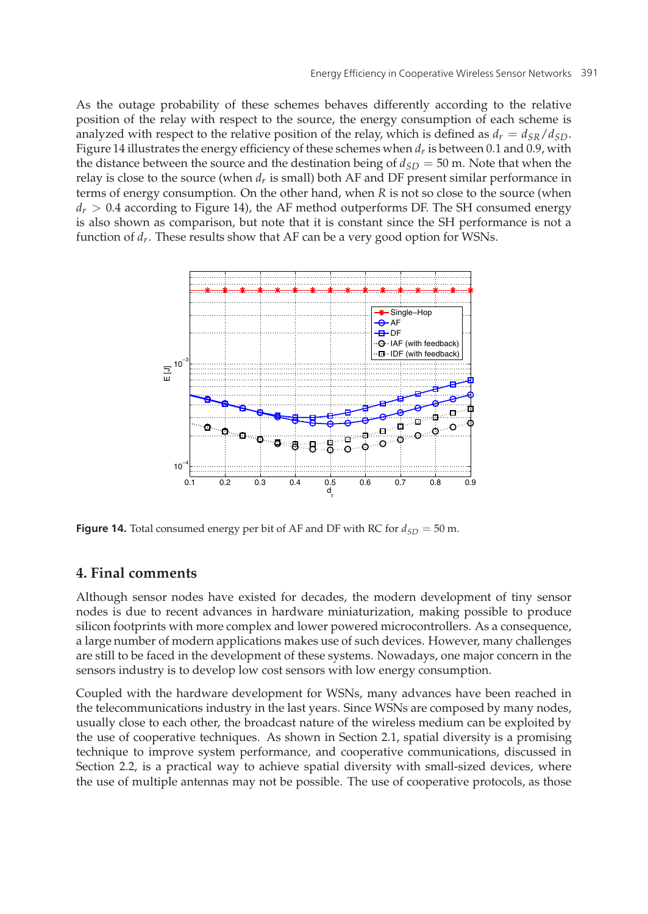As the outage probability of these schemes behaves differently according to the relative position of the relay with respect to the source, the energy consumption of each scheme is analyzed with respect to the relative position of the relay, which is defined as $d_r = d_{SR}/d_{SD}$. Figure 14 illustrates the energy efficiency of these schemes when $d_r$ is between 0.1 and 0.9, with the distance between the source and the destination being of $d_{SD} = 50$ m. Note that when the relay is close to the source (when $d_r$ is small) both AF and DF present similar performance in terms of energy consumption. On the other hand, when $R$ is not so close to the source (when $d_r > 0.4$ according to Figure 14), the AF method outperforms DF. The SH consumed energy is also shown as comparison, but note that it is constant since the SH performance is not a function of $d_r$. These results show that AF can be a very good option for WSNs.

**Figure 14.** Total consumed energy per bit of AF and DF with RC for $d_{SD} = 50$ m.

## 4. Final comments

Although sensor nodes have existed for decades, the modern development of tiny sensor nodes is due to recent advances in hardware miniaturization, making possible to produce silicon footprints with more complex and lower powered microcontrollers. As a consequence, a large number of modern applications makes use of such devices. However, many challenges are still to be faced in the development of these systems. Nowadays, one major concern in the sensors industry is to develop low cost sensors with low energy consumption.

Coupled with the hardware development for WSNs, many advances have been reached in the telecommunications industry in the last years. Since WSNs are composed by many nodes, usually close to each other, the broadcast nature of the wireless medium can be exploited by the use of cooperative techniques. As shown in Section 2.1, spatial diversity is a promising technique to improve system performance, and cooperative communications, discussed in Section 2.2, is a practical way to achieve spatial diversity with small-sized devices, where the use of multiple antennas may not be possible. The use of cooperative protocols, as those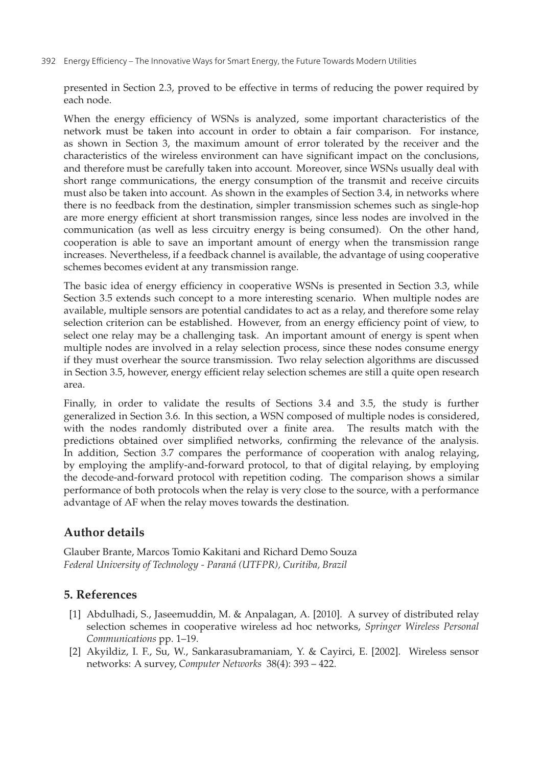presented in Section 2.3, proved to be effective in terms of reducing the power required by each node.

When the energy efficiency of WSNs is analyzed, some important characteristics of the network must be taken into account in order to obtain a fair comparison. For instance, as shown in Section 3, the maximum amount of error tolerated by the receiver and the characteristics of the wireless environment can have significant impact on the conclusions, and therefore must be carefully taken into account. Moreover, since WSNs usually deal with short range communications, the energy consumption of the transmit and receive circuits must also be taken into account. As shown in the examples of Section 3.4, in networks where there is no feedback from the destination, simpler transmission schemes such as single-hop are more energy efficient at short transmission ranges, since less nodes are involved in the communication (as well as less circuitry energy is being consumed). On the other hand, cooperation is able to save an important amount of energy when the transmission range increases. Nevertheless, if a feedback channel is available, the advantage of using cooperative schemes becomes evident at any transmission range.

The basic idea of energy efficiency in cooperative WSNs is presented in Section 3.3, while Section 3.5 extends such concept to a more interesting scenario. When multiple nodes are available, multiple sensors are potential candidates to act as a relay, and therefore some relay selection criterion can be established. However, from an energy efficiency point of view, to select one relay may be a challenging task. An important amount of energy is spent when multiple nodes are involved in a relay selection process, since these nodes consume energy if they must overhear the source transmission. Two relay selection algorithms are discussed in Section 3.5, however, energy efficient relay selection schemes are still a quite open research area.

Finally, in order to validate the results of Sections 3.4 and 3.5, the study is further generalized in Section 3.6. In this section, a WSN composed of multiple nodes is considered, with the nodes randomly distributed over a finite area. The results match with the predictions obtained over simplified networks, confirming the relevance of the analysis. In addition, Section 3.7 compares the performance of cooperation with analog relaying, by employing the amplify-and-forward protocol, to that of digital relaying, by employing the decode-and-forward protocol with repetition coding. The comparison shows a similar performance of both protocols when the relay is very close to the source, with a performance advantage of AF when the relay moves towards the destination.

## Author details

Glauber Brante, Marcos Tomio Kakitani and Richard Demo Souza
*Federal University of Technology - Paraná (UTFPR), Curitiba, Brazil*

## 5. References

[1] Abdulhadi, S., Jaseemuddin, M. & Anpalagan, A. [2010]. A survey of distributed relay selection schemes in cooperative wireless ad hoc networks, *Springer Wireless Personal Communications* pp. 1–19.

[2] Akyildiz, I. F., Su, W., Sankarasubramaniam, Y. & Cayirci, E. [2002]. Wireless sensor networks: A survey, *Computer Networks* 38(4): 393 – 422.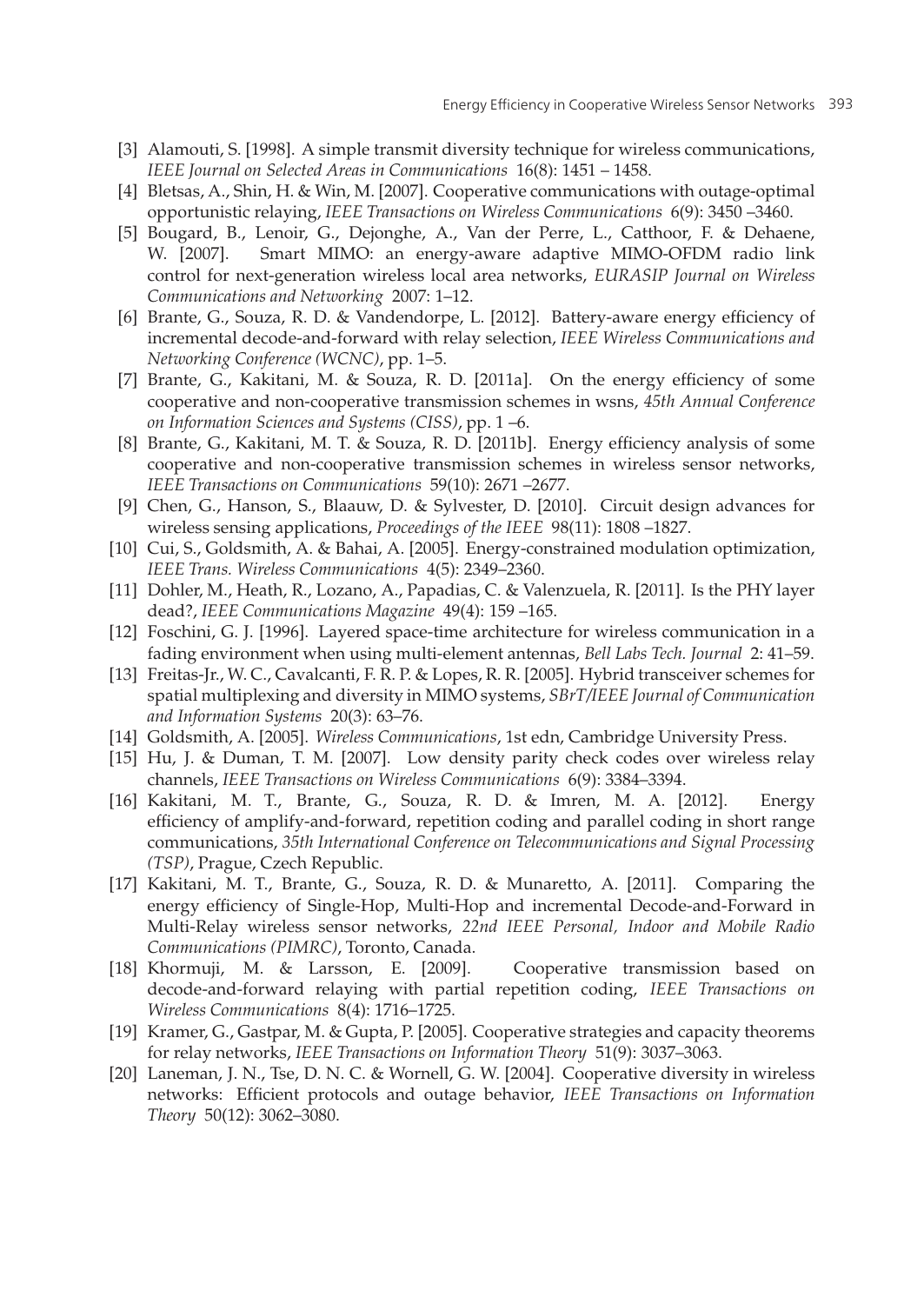[3] Alamouti, S. [1998]. A simple transmit diversity technique for wireless communications, *IEEE Journal on Selected Areas in Communications* 16(8): 1451 – 1458.

[4] Bletsas, A., Shin, H. & Win, M. [2007]. Cooperative communications with outage-optimal opportunistic relaying, *IEEE Transactions on Wireless Communications* 6(9): 3450 –3460.

[5] Bougard, B., Lenoir, G., Dejonghe, A., Van der Perre, L., Catthoor, F. & Dehaene, W. [2007]. Smart MIMO: an energy-aware adaptive MIMO-OFDM radio link control for next-generation wireless local area networks, *EURASIP Journal on Wireless Communications and Networking* 2007: 1–12.

[6] Brante, G., Souza, R. D. & Vandendorpe, L. [2012]. Battery-aware energy efficiency of incremental decode-and-forward with relay selection, *IEEE Wireless Communications and Networking Conference (WCNC)*, pp. 1–5.

[7] Brante, G., Kakitani, M. & Souza, R. D. [2011a]. On the energy efficiency of some cooperative and non-cooperative transmission schemes in wsns, *45th Annual Conference on Information Sciences and Systems (CISS)*, pp. 1 –6.

[8] Brante, G., Kakitani, M. T. & Souza, R. D. [2011b]. Energy efficiency analysis of some cooperative and non-cooperative transmission schemes in wireless sensor networks, *IEEE Transactions on Communications* 59(10): 2671 –2677.

[9] Chen, G., Hanson, S., Blaauw, D. & Sylvester, D. [2010]. Circuit design advances for wireless sensing applications, *Proceedings of the IEEE* 98(11): 1808 –1827.

[10] Cui, S., Goldsmith, A. & Bahai, A. [2005]. Energy-constrained modulation optimization, *IEEE Trans. Wireless Communications* 4(5): 2349–2360.

[11] Dohler, M., Heath, R., Lozano, A., Papadias, C. & Valenzuela, R. [2011]. Is the PHY layer dead?, *IEEE Communications Magazine* 49(4): 159 –165.

[12] Foschini, G. J. [1996]. Layered space-time architecture for wireless communication in a fading environment when using multi-element antennas, *Bell Labs Tech. Journal* 2: 41–59.

[13] Freitas-Jr., W. C., Cavalcanti, F. R. P. & Lopes, R. R. [2005]. Hybrid transceiver schemes for spatial multiplexing and diversity in MIMO systems, *SBrT/IEEE Journal of Communication and Information Systems* 20(3): 63–76.

[14] Goldsmith, A. [2005]. *Wireless Communications*, 1st edn, Cambridge University Press.

[15] Hu, J. & Duman, T. M. [2007]. Low density parity check codes over wireless relay channels, *IEEE Transactions on Wireless Communications* 6(9): 3384–3394.

[16] Kakitani, M. T., Brante, G., Souza, R. D. & Imren, M. A. [2012]. Energy efficiency of amplify-and-forward, repetition coding and parallel coding in short range communications, *35th International Conference on Telecommunications and Signal Processing (TSP)*, Prague, Czech Republic.

[17] Kakitani, M. T., Brante, G., Souza, R. D. & Munaretto, A. [2011]. Comparing the energy efficiency of Single-Hop, Multi-Hop and incremental Decode-and-Forward in Multi-Relay wireless sensor networks, *22nd IEEE Personal, Indoor and Mobile Radio Communications (PIMRC)*, Toronto, Canada.

[18] Khormuji, M. & Larsson, E. [2009]. Cooperative transmission based on decode-and-forward relaying with partial repetition coding, *IEEE Transactions on Wireless Communications* 8(4): 1716–1725.

[19] Kramer, G., Gastpar, M. & Gupta, P. [2005]. Cooperative strategies and capacity theorems for relay networks, *IEEE Transactions on Information Theory* 51(9): 3037–3063.

[20] Laneman, J. N., Tse, D. N. C. & Wornell, G. W. [2004]. Cooperative diversity in wireless networks: Efficient protocols and outage behavior, *IEEE Transactions on Information Theory* 50(12): 3062–3080.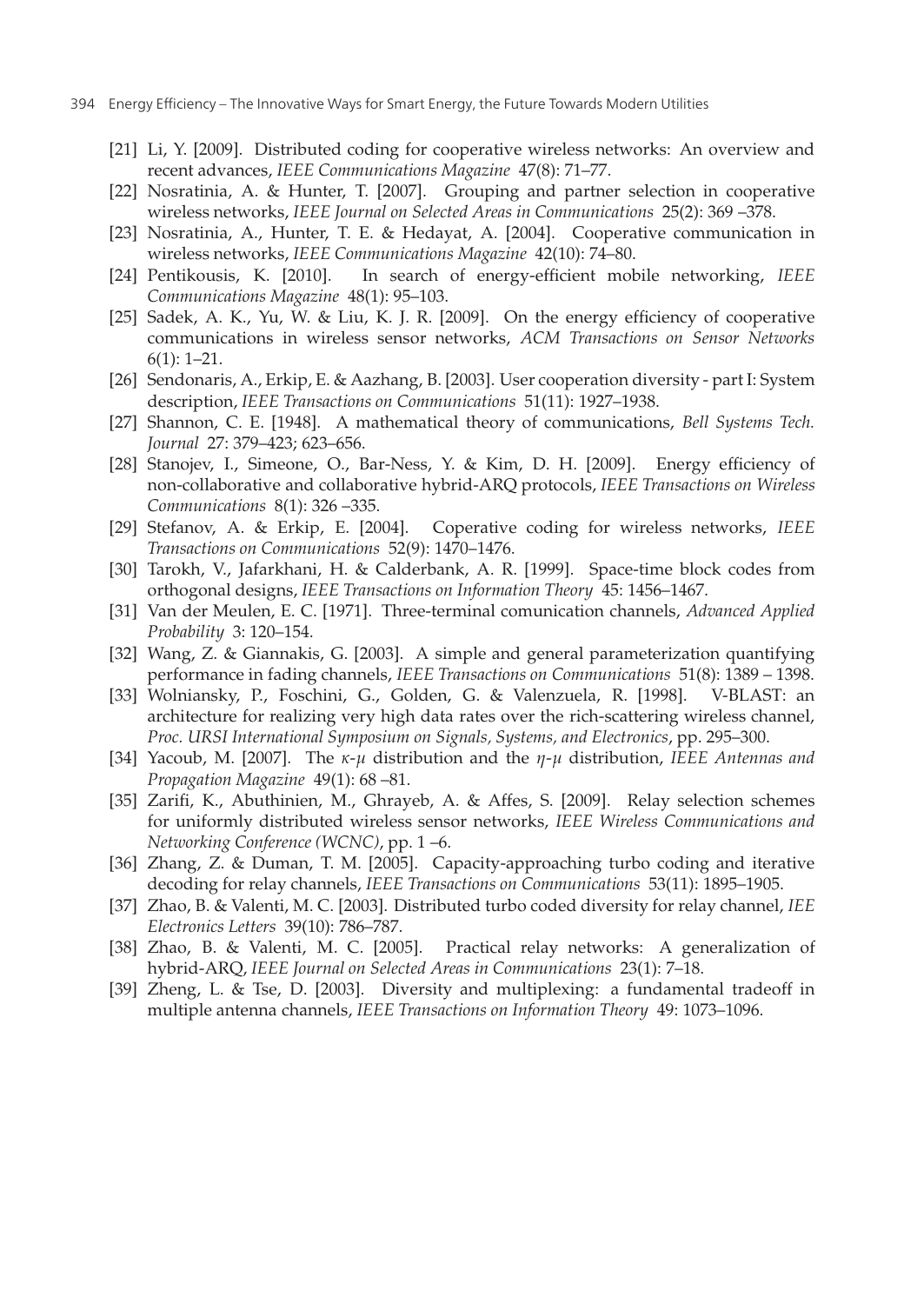[21] Li, Y. [2009]. Distributed coding for cooperative wireless networks: An overview and recent advances, *IEEE Communications Magazine* 47(8): 71–77.

[22] Nosratinia, A. & Hunter, T. [2007]. Grouping and partner selection in cooperative wireless networks, *IEEE Journal on Selected Areas in Communications* 25(2): 369 –378.

[23] Nosratinia, A., Hunter, T. E. & Hedayat, A. [2004]. Cooperative communication in wireless networks, *IEEE Communications Magazine* 42(10): 74–80.

[24] Pentikousis, K. [2010]. In search of energy-efficient mobile networking, *IEEE Communications Magazine* 48(1): 95–103.

[25] Sadek, A. K., Yu, W. & Liu, K. J. R. [2009]. On the energy efficiency of cooperative communications in wireless sensor networks, *ACM Transactions on Sensor Networks* 6(1): 1–21.

[26] Sendonaris, A., Erkip, E. & Aazhang, B. [2003]. User cooperation diversity - part I: System description, *IEEE Transactions on Communications* 51(11): 1927–1938.

[27] Shannon, C. E. [1948]. A mathematical theory of communications, *Bell Systems Tech. Journal* 27: 379–423; 623–656.

[28] Stanojev, I., Simeone, O., Bar-Ness, Y. & Kim, D. H. [2009]. Energy efficiency of non-collaborative and collaborative hybrid-ARQ protocols, *IEEE Transactions on Wireless Communications* 8(1): 326 –335.

[29] Stefanov, A. & Erkip, E. [2004]. Coperative coding for wireless networks, *IEEE Transactions on Communications* 52(9): 1470–1476.

[30] Tarokh, V., Jafarkhani, H. & Calderbank, A. R. [1999]. Space-time block codes from orthogonal designs, *IEEE Transactions on Information Theory* 45: 1456–1467.

[31] Van der Meulen, E. C. [1971]. Three-terminal comunication channels, *Advanced Applied Probability* 3: 120–154.

[32] Wang, Z. & Giannakis, G. [2003]. A simple and general parameterization quantifying performance in fading channels, *IEEE Transactions on Communications* 51(8): 1389 – 1398.

[33] Wolniansky, P., Foschini, G., Golden, G. & Valenzuela, R. [1998]. V-BLAST: an architecture for realizing very high data rates over the rich-scattering wireless channel, *Proc. URSI International Symposium on Signals, Systems, and Electronics*, pp. 295–300.

[34] Yacoub, M. [2007]. The $\kappa$-$\mu$ distribution and the $\eta$-$\mu$ distribution, *IEEE Antennas and Propagation Magazine* 49(1): 68 –81.

[35] Zarifi, K., Abuthinien, M., Ghrayeb, A. & Affes, S. [2009]. Relay selection schemes for uniformly distributed wireless sensor networks, *IEEE Wireless Communications and Networking Conference (WCNC)*, pp. 1 –6.

[36] Zhang, Z. & Duman, T. M. [2005]. Capacity-approaching turbo coding and iterative decoding for relay channels, *IEEE Transactions on Communications* 53(11): 1895–1905.

[37] Zhao, B. & Valenti, M. C. [2003]. Distributed turbo coded diversity for relay channel, *IEE Electronics Letters* 39(10): 786–787.

[38] Zhao, B. & Valenti, M. C. [2005]. Practical relay networks: A generalization of hybrid-ARQ, *IEEE Journal on Selected Areas in Communications* 23(1): 7–18.

[39] Zheng, L. & Tse, D. [2003]. Diversity and multiplexing: a fundamental tradeoff in multiple antenna channels, *IEEE Transactions on Information Theory* 49: 1073–1096.